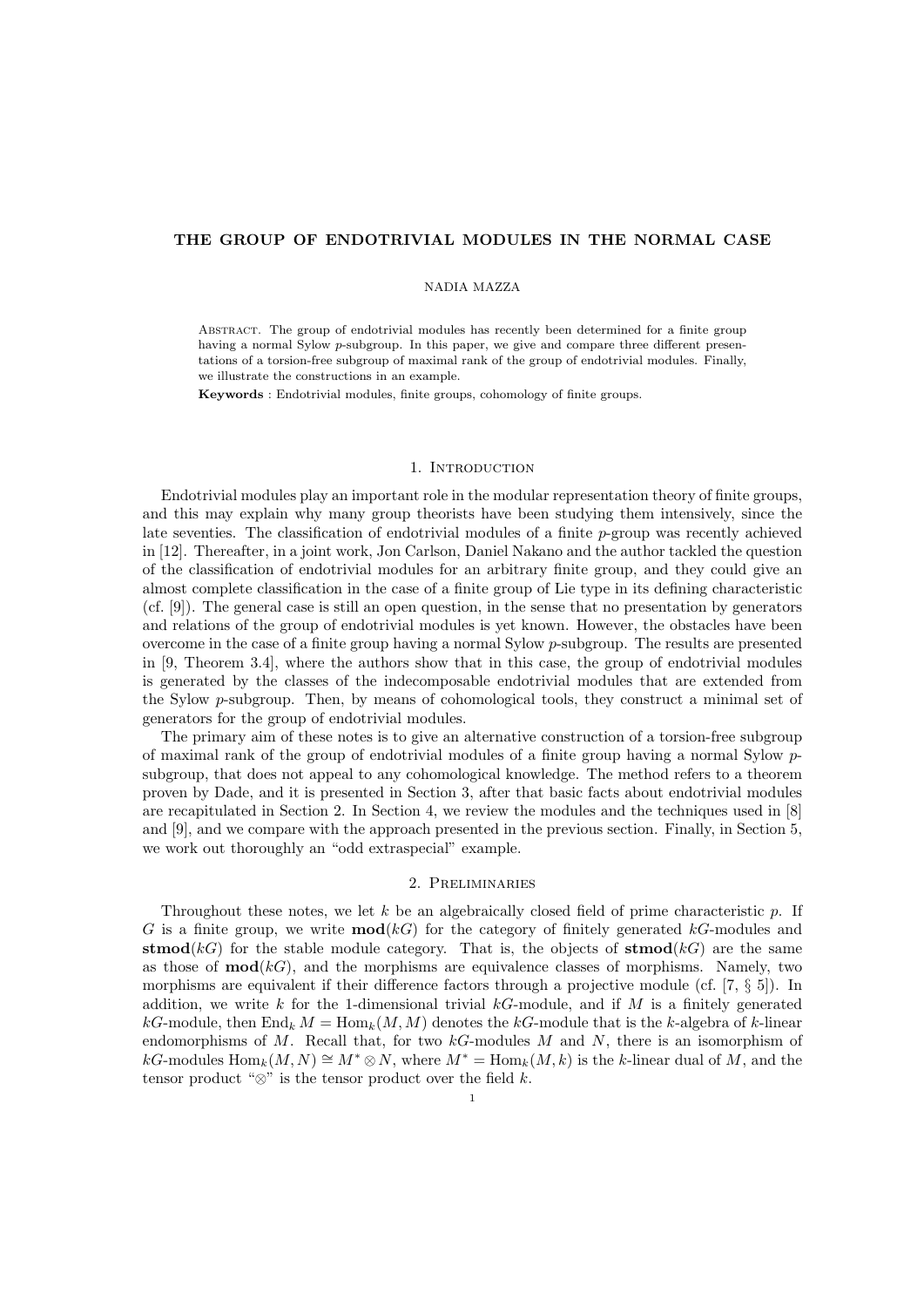# THE GROUP OF ENDOTRIVIAL MODULES IN THE NORMAL CASE

NADIA MAZZA

Abstract. The group of endotrivial modules has recently been determined for a finite group having a normal Sylow $p$-subgroup. In this paper, we give and compare three different presentations of a torsion-free subgroup of maximal rank of the group of endotrivial modules. Finally, we illustrate the constructions in an example.

**Keywords** : Endotrivial modules, finite groups, cohomology of finite groups.

## 1. Introduction

Endotrivial modules play an important role in the modular representation theory of finite groups, and this may explain why many group theorists have been studying them intensively, since the late seventies. The classification of endotrivial modules of a finite $p$-group was recently achieved in [12]. Thereafter, in a joint work, Jon Carlson, Daniel Nakano and the author tackled the question of the classification of endotrivial modules for an arbitrary finite group, and they could give an almost complete classification in the case of a finite group of Lie type in its defining characteristic (cf. [9]). The general case is still an open question, in the sense that no presentation by generators and relations of the group of endotrivial modules is yet known. However, the obstacles have been overcome in the case of a finite group having a normal Sylow $p$-subgroup. The results are presented in [9, Theorem 3.4], where the authors show that in this case, the group of endotrivial modules is generated by the classes of the indecomposable endotrivial modules that are extended from the Sylow $p$-subgroup. Then, by means of cohomological tools, they construct a minimal set of generators for the group of endotrivial modules.

The primary aim of these notes is to give an alternative construction of a torsion-free subgroup of maximal rank of the group of endotrivial modules of a finite group having a normal Sylow $p$-subgroup, that does not appeal to any cohomological knowledge. The method refers to a theorem proven by Dade, and it is presented in Section 3, after that basic facts about endotrivial modules are recapitulated in Section 2. In Section 4, we review the modules and the techniques used in [8] and [9], and we compare with the approach presented in the previous section. Finally, in Section 5, we work out thoroughly an "odd extraspecial" example.

## 2. Preliminaries

Throughout these notes, we let $k$ be an algebraically closed field of prime characteristic $p$. If $G$ is a finite group, we write $\mathbf{mod}(kG)$ for the category of finitely generated $kG$-modules and $\mathbf{stmod}(kG)$ for the stable module category. That is, the objects of $\mathbf{stmod}(kG)$ are the same as those of $\mathbf{mod}(kG)$, and the morphisms are equivalence classes of morphisms. Namely, two morphisms are equivalent if their difference factors through a projective module (cf. [7, § 5]). In addition, we write $k$ for the 1-dimensional trivial $kG$-module, and if $M$ is a finitely generated $kG$-module, then $\mathrm{End}_k M = \mathrm{Hom}_k(M, M)$ denotes the $kG$-module that is the $k$-algebra of $k$-linear endomorphisms of $M$. Recall that, for two $kG$-modules $M$ and $N$, there is an isomorphism of $kG$-modules $\mathrm{Hom}_k(M, N) \cong M^* \otimes N$, where $M^* = \mathrm{Hom}_k(M, k)$ is the $k$-linear dual of $M$, and the tensor product "$\otimes$" is the tensor product over the field $k$.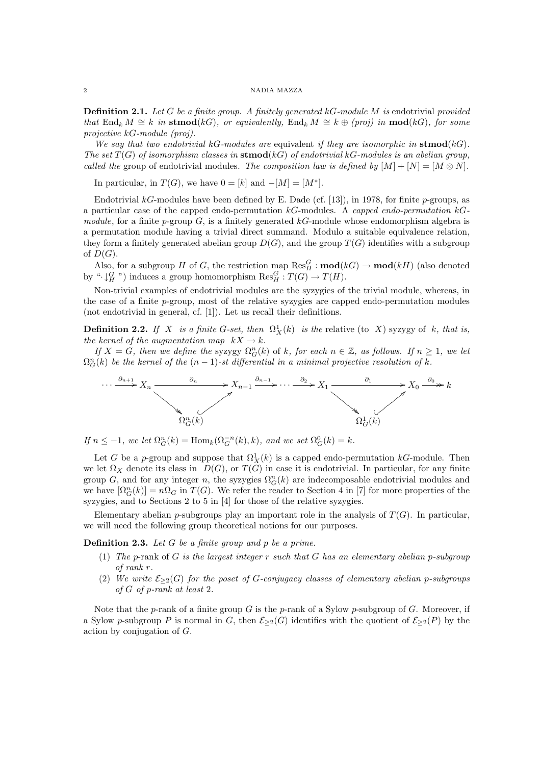**Definition 2.1.** *Let $G$ be a finite group. A finitely generated $kG$-module $M$ is* endotrivial *provided that $\operatorname{End}_k M \cong k$ in $\mathbf{stmod}(kG)$, or equivalently, $\operatorname{End}_k M \cong k \oplus (proj)$ in $\mathbf{mod}(kG)$, for some projective $kG$-module $(proj)$.*

*We say that two endotrivial $kG$-modules are* equivalent *if they are isomorphic in $\mathbf{stmod}(kG)$. The set $T(G)$ of isomorphism classes in $\mathbf{stmod}(kG)$ of endotrivial $kG$-modules is an abelian group, called the* group of endotrivial modules. *The composition law is defined by $[M] + [N] = [M \otimes N]$.*

In particular, in $T(G)$, we have $0 = [k]$ and $-[M] = [M^*]$.

Endotrivial $kG$-modules have been defined by E. Dade (cf. [13]), in 1978, for finite $p$-groups, as a particular case of the capped endo-permutation $kG$-modules. A *capped endo-permutation $kG$-module*, for a finite $p$-group $G$, is a finitely generated $kG$-module whose endomorphism algebra is a permutation module having a trivial direct summand. Modulo a suitable equivalence relation, they form a finitely generated abelian group $D(G)$, and the group $T(G)$ identifies with a subgroup of $D(G)$.

Also, for a subgroup $H$ of $G$, the restriction map $\operatorname{Res}^G_H : \mathbf{mod}(kG) \to \mathbf{mod}(kH)$ (also denoted by "$\cdot\downarrow^G_H$ ") induces a group homomorphism $\operatorname{Res}^G_H : T(G) \to T(H)$.

Non-trivial examples of endotrivial modules are the syzygies of the trivial module, whereas, in the case of a finite $p$-group, most of the relative syzygies are capped endo-permutation modules (not endotrivial in general, cf. [1]). Let us recall their definitions.

**Definition 2.2.** *If $X$ is a finite $G$-set, then $\Omega^1_X(k)$ is the* relative (to $X$) syzygy of $k$, *that is, the kernel of the augmentation map $kX \to k$.*

*If $X = G$, then we define the* syzygy $\Omega^n_G(k)$ of $k$, *for each $n \in \mathbb{Z}$, as follows. If $n \geq 1$, we let $\Omega^n_G(k)$ be the kernel of the $(n-1)$-st differential in a minimal projective resolution of $k$.*

$$\cdots \xrightarrow{\partial_{n+1}} X_n \xrightarrow{\partial_n} X_{n-1} \xrightarrow{\partial_{n-1}} \cdots \xrightarrow{\partial_2} X_1 \xrightarrow{\partial_1} X_0 \xrightarrow{\partial_0} k$$

$$X_n \twoheadrightarrow \Omega^n_G(k) \hookrightarrow X_{n-1} \qquad\qquad X_1 \twoheadrightarrow \Omega^1_G(k) \hookrightarrow X_0$$

*If $n \leq -1$, we let $\Omega^n_G(k) = \operatorname{Hom}_k(\Omega^{-n}_G(k), k)$, and we set $\Omega^0_G(k) = k$.*

Let $G$ be a $p$-group and suppose that $\Omega^1_X(k)$ is a capped endo-permutation $kG$-module. Then we let $\Omega_X$ denote its class in $D(G)$, or $T(G)$ in case it is endotrivial. In particular, for any finite group $G$, and for any integer $n$, the syzygies $\Omega^n_G(k)$ are indecomposable endotrivial modules and we have $[\Omega^n_G(k)] = n\Omega_G$ in $T(G)$. We refer the reader to Section 4 in [7] for more properties of the syzygies, and to Sections 2 to 5 in [4] for those of the relative syzygies.

Elementary abelian $p$-subgroups play an important role in the analysis of $T(G)$. In particular, we will need the following group theoretical notions for our purposes.

**Definition 2.3.** *Let $G$ be a finite group and $p$ be a prime.*

1. *The* $p$-rank *of $G$ is the largest integer $r$ such that $G$ has an elementary abelian $p$-subgroup of rank $r$.*
2. *We write $\mathcal{E}_{\geq 2}(G)$ for the poset of $G$-conjugacy classes of elementary abelian $p$-subgroups of $G$ of $p$-rank at least 2.*

Note that the $p$-rank of a finite group $G$ is the $p$-rank of a Sylow $p$-subgroup of $G$. Moreover, if a Sylow $p$-subgroup $P$ is normal in $G$, then $\mathcal{E}_{\geq 2}(G)$ identifies with the quotient of $\mathcal{E}_{\geq 2}(P)$ by the action by conjugation of $G$.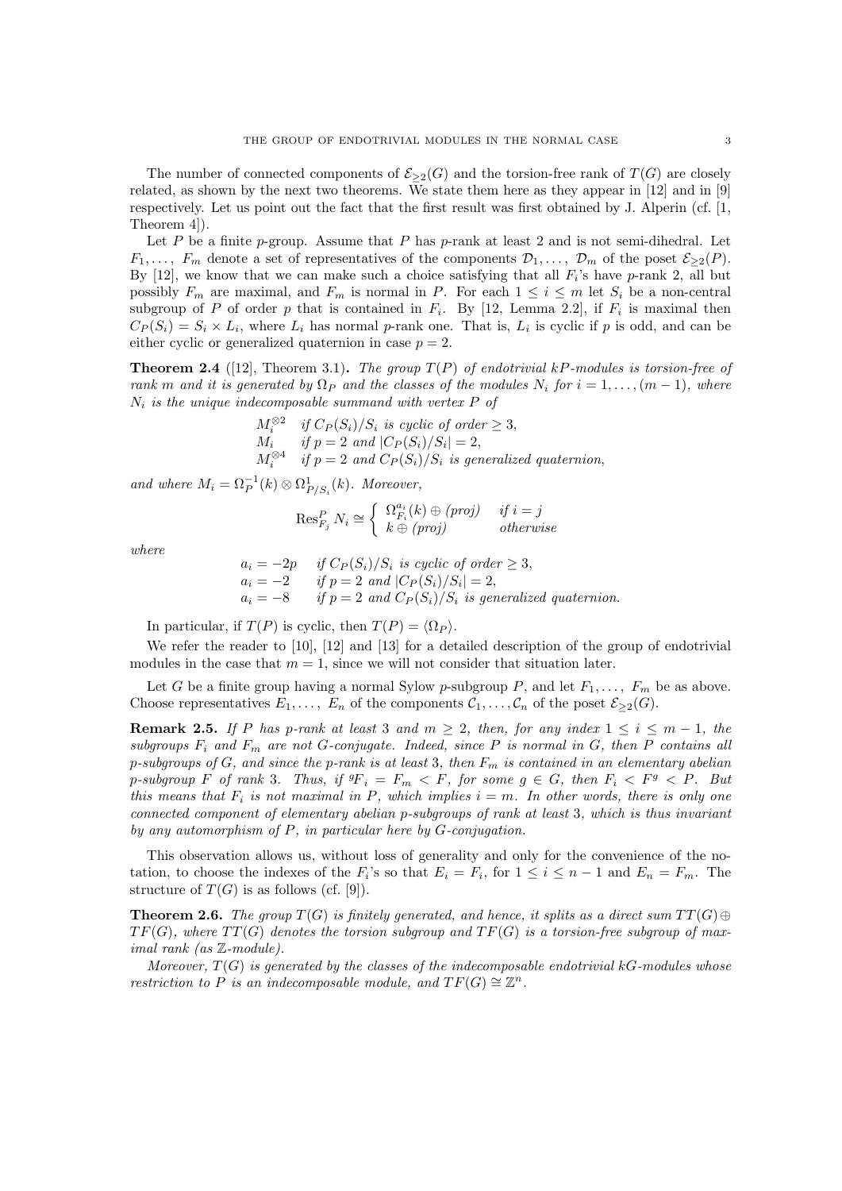The number of connected components of $\mathcal{E}_{\geq 2}(G)$ and the torsion-free rank of $T(G)$ are closely related, as shown by the next two theorems. We state them here as they appear in [12] and in [9] respectively. Let us point out the fact that the first result was first obtained by J. Alperin (cf. [1, Theorem 4]).

Let $P$ be a finite $p$-group. Assume that $P$ has $p$-rank at least 2 and is not semi-dihedral. Let $F_1, \ldots, F_m$ denote a set of representatives of the components $\mathcal{D}_1, \ldots, \mathcal{D}_m$ of the poset $\mathcal{E}_{\geq 2}(P)$. By [12], we know that we can make such a choice satisfying that all $F_i$'s have $p$-rank 2, all but possibly $F_m$ are maximal, and $F_m$ is normal in $P$. For each $1 \leq i \leq m$ let $S_i$ be a non-central subgroup of $P$ of order $p$ that is contained in $F_i$. By [12, Lemma 2.2], if $F_i$ is maximal then $C_P(S_i) = S_i \times L_i$, where $L_i$ has normal $p$-rank one. That is, $L_i$ is cyclic if $p$ is odd, and can be either cyclic or generalized quaternion in case $p = 2$.

**Theorem 2.4** ([12], Theorem 3.1)**.** *The group $T(P)$ of endotrivial $kP$-modules is torsion-free of rank $m$ and it is generated by $\Omega_P$ and the classes of the modules $N_i$ for $i = 1, \ldots, (m-1)$, where $N_i$ is the unique indecomposable summand with vertex $P$ of*

$$\begin{array}{ll} M_i^{\otimes 2} & \text{if } C_P(S_i)/S_i \text{ is cyclic of order} \geq 3, \\ M_i & \text{if } p = 2 \text{ and } |C_P(S_i)/S_i| = 2, \\ M_i^{\otimes 4} & \text{if } p = 2 \text{ and } C_P(S_i)/S_i \text{ is generalized quaternion,} \end{array}$$

*and where $M_i = \Omega_P^{-1}(k) \otimes \Omega^1_{P/S_i}(k)$. Moreover,*

$$\mathrm{Res}^P_{F_j} N_i \cong \left\{ \begin{array}{ll} \Omega^{a_i}_{F_i}(k) \oplus (proj) & \text{if } i = j \\ k \oplus (proj) & \text{otherwise} \end{array} \right.$$

*where*

$$\begin{array}{ll} a_i = -2p & \text{if } C_P(S_i)/S_i \text{ is cyclic of order} \geq 3, \\ a_i = -2 & \text{if } p = 2 \text{ and } |C_P(S_i)/S_i| = 2, \\ a_i = -8 & \text{if } p = 2 \text{ and } C_P(S_i)/S_i \text{ is generalized quaternion.} \end{array}$$

In particular, if $T(P)$ is cyclic, then $T(P) = \langle \Omega_P \rangle$.

We refer the reader to [10], [12] and [13] for a detailed description of the group of endotrivial modules in the case that $m = 1$, since we will not consider that situation later.

Let $G$ be a finite group having a normal Sylow $p$-subgroup $P$, and let $F_1, \ldots, F_m$ be as above. Choose representatives $E_1, \ldots, E_n$ of the components $\mathcal{C}_1, \ldots, \mathcal{C}_n$ of the poset $\mathcal{E}_{\geq 2}(G)$.

**Remark 2.5.** *If $P$ has $p$-rank at least 3 and $m \geq 2$, then, for any index $1 \leq i \leq m-1$, the subgroups $F_i$ and $F_m$ are not $G$-conjugate. Indeed, since $P$ is normal in $G$, then $P$ contains all $p$-subgroups of $G$, and since the $p$-rank is at least 3, then $F_m$ is contained in an elementary abelian $p$-subgroup $F$ of rank 3. Thus, if ${}^gF_i = F_m < F$, for some $g \in G$, then $F_i < F^g < P$. But this means that $F_i$ is not maximal in $P$, which implies $i = m$. In other words, there is only one connected component of elementary abelian $p$-subgroups of rank at least 3, which is thus invariant by any automorphism of $P$, in particular here by $G$-conjugation.*

This observation allows us, without loss of generality and only for the convenience of the notation, to choose the indexes of the $F_i$'s so that $E_i = F_i$, for $1 \leq i \leq n-1$ and $E_n = F_m$. The structure of $T(G)$ is as follows (cf. [9]).

**Theorem 2.6.** *The group $T(G)$ is finitely generated, and hence, it splits as a direct sum $TT(G) \oplus TF(G)$, where $TT(G)$ denotes the torsion subgroup and $TF(G)$ is a torsion-free subgroup of maximal rank (as $\mathbb{Z}$-module).*

*Moreover, $T(G)$ is generated by the classes of the indecomposable endotrivial $kG$-modules whose restriction to $P$ is an indecomposable module, and $TF(G) \cong \mathbb{Z}^n$.*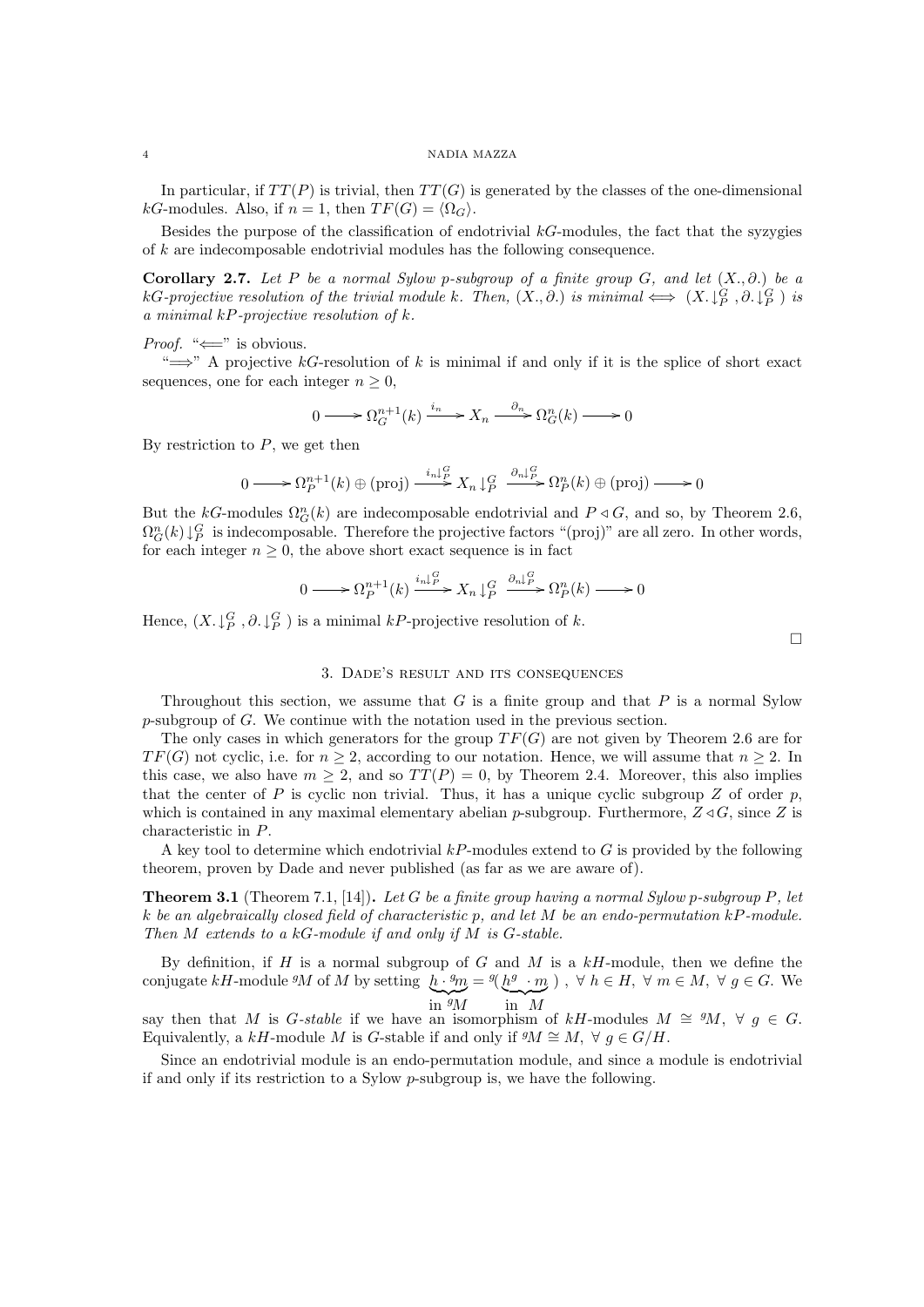In particular, if $TT(P)$ is trivial, then $TT(G)$ is generated by the classes of the one-dimensional $kG$-modules. Also, if $n = 1$, then $TF(G) = \langle \Omega_G \rangle$.

Besides the purpose of the classification of endotrivial $kG$-modules, the fact that the syzygies of $k$ are indecomposable endotrivial modules has the following consequence.

**Corollary 2.7.** *Let $P$ be a normal Sylow $p$-subgroup of a finite group $G$, and let $(X_., \partial_.)$ be a $kG$-projective resolution of the trivial module $k$. Then, $(X_., \partial_.)$ is minimal $\iff$ $(X_. \downarrow_P^G, \partial_. \downarrow_P^G)$ is a minimal $kP$-projective resolution of $k$.*

*Proof.* "$\Longleftarrow$" is obvious.

"$\Longrightarrow$" A projective $kG$-resolution of $k$ is minimal if and only if it is the splice of short exact sequences, one for each integer $n \geq 0$,

$$0 \longrightarrow \Omega_G^{n+1}(k) \xrightarrow{i_n} X_n \xrightarrow{\partial_n} \Omega_G^n(k) \longrightarrow 0$$

By restriction to $P$, we get then

$$0 \longrightarrow \Omega_P^{n+1}(k) \oplus (\text{proj}) \xrightarrow{i_n \downarrow_P^G} X_n \downarrow_P^G \xrightarrow{\partial_n \downarrow_P^G} \Omega_P^n(k) \oplus (\text{proj}) \longrightarrow 0$$

But the $kG$-modules $\Omega_G^n(k)$ are indecomposable endotrivial and $P \triangleleft G$, and so, by Theorem 2.6, $\Omega_G^n(k) \downarrow_P^G$ is indecomposable. Therefore the projective factors "(proj)" are all zero. In other words, for each integer $n \geq 0$, the above short exact sequence is in fact

$$0 \longrightarrow \Omega_P^{n+1}(k) \xrightarrow{i_n \downarrow_P^G} X_n \downarrow_P^G \xrightarrow{\partial_n \downarrow_P^G} \Omega_P^n(k) \longrightarrow 0$$

Hence, $(X_. \downarrow_P^G, \partial_. \downarrow_P^G)$ is a minimal $kP$-projective resolution of $k$. $\square$

## 3. Dade's result and its consequences

Throughout this section, we assume that $G$ is a finite group and that $P$ is a normal Sylow $p$-subgroup of $G$. We continue with the notation used in the previous section.

The only cases in which generators for the group $TF(G)$ are not given by Theorem 2.6 are for $TF(G)$ not cyclic, i.e. for $n \geq 2$, according to our notation. Hence, we will assume that $n \geq 2$. In this case, we also have $m \geq 2$, and so $TT(P) = 0$, by Theorem 2.4. Moreover, this also implies that the center of $P$ is cyclic non trivial. Thus, it has a unique cyclic subgroup $Z$ of order $p$, which is contained in any maximal elementary abelian $p$-subgroup. Furthermore, $Z \triangleleft G$, since $Z$ is characteristic in $P$.

A key tool to determine which endotrivial $kP$-modules extend to $G$ is provided by the following theorem, proven by Dade and never published (as far as we are aware of).

**Theorem 3.1** (Theorem 7.1, [14])**.** *Let $G$ be a finite group having a normal Sylow $p$-subgroup $P$, let $k$ be an algebraically closed field of characteristic $p$, and let $M$ be an endo-permutation $kP$-module. Then $M$ extends to a $kG$-module if and only if $M$ is $G$-stable.*

By definition, if $H$ is a normal subgroup of $G$ and $M$ is a $kH$-module, then we define the conjugate $kH$-module ${}^gM$ of $M$ by setting $\underbrace{h \cdot {}^gm}_{\text{in } {}^gM} = {}^g(\underbrace{h^g \cdot m}_{\text{in } M})$, $\forall\, h \in H$, $\forall\, m \in M$, $\forall\, g \in G$. We say then that $M$ is *$G$-stable* if we have an isomorphism of $kH$-modules $M \cong {}^gM$, $\forall\, g \in G$. Equivalently, a $kH$-module $M$ is $G$-stable if and only if ${}^gM \cong M$, $\forall\, g \in G/H$.

Since an endotrivial module is an endo-permutation module, and since a module is endotrivial if and only if its restriction to a Sylow $p$-subgroup is, we have the following.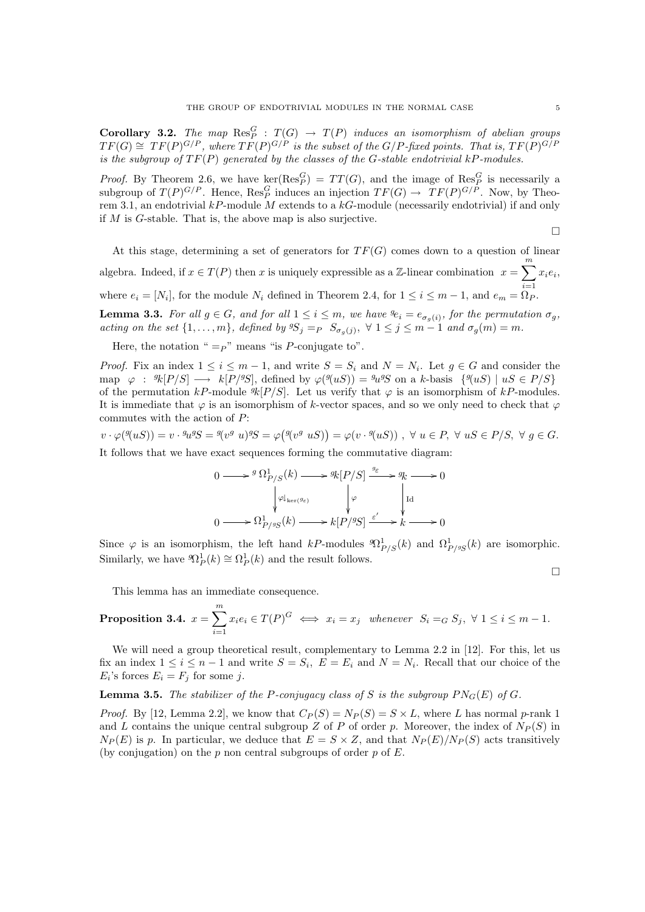**Corollary 3.2.** *The map $\mathrm{Res}^G_P : T(G) \to T(P)$ induces an isomorphism of abelian groups $TF(G) \cong TF(P)^{G/P}$, where $TF(P)^{G/P}$ is the subset of the $G/P$-fixed points. That is, $TF(P)^{G/P}$ is the subgroup of $TF(P)$ generated by the classes of the $G$-stable endotrivial $kP$-modules.*

*Proof.* By Theorem 2.6, we have $\ker(\mathrm{Res}^G_P) = TT(G)$, and the image of $\mathrm{Res}^G_P$ is necessarily a subgroup of $T(P)^{G/P}$. Hence, $\mathrm{Res}^G_P$ induces an injection $TF(G) \to TF(P)^{G/P}$. Now, by Theorem 3.1, an endotrivial $kP$-module $M$ extends to a $kG$-module (necessarily endotrivial) if and only if $M$ is $G$-stable. That is, the above map is also surjective.

□

At this stage, determining a set of generators for $TF(G)$ comes down to a question of linear algebra. Indeed, if $x \in T(P)$ then $x$ is uniquely expressible as a $\mathbb{Z}$-linear combination $x = \sum_{i=1}^{m} x_i e_i$, where $e_i = [N_i]$, for the module $N_i$ defined in Theorem 2.4, for $1 \le i \le m-1$, and $e_m = \Omega_P$.

**Lemma 3.3.** *For all $g \in G$, and for all $1 \le i \le m$, we have ${}^g e_i = e_{\sigma_g(i)}$, for the permutation $\sigma_g$, acting on the set $\{1, \dots, m\}$, defined by ${}^g S_j =_P S_{\sigma_g(j)}$, $\forall\ 1 \le j \le m-1$ and $\sigma_g(m) = m$.*

Here, the notation "$=_P$" means "is $P$-conjugate to".

*Proof.* Fix an index $1 \le i \le m-1$, and write $S = S_i$ and $N = N_i$. Let $g \in G$ and consider the map $\varphi : {}^g k[P/S] \longrightarrow k[P/{}^g S]$, defined by $\varphi({}^g(uS)) = {}^g u {}^g S$ on a $k$-basis $\{{}^g(uS) \mid uS \in P/S\}$ of the permutation $kP$-module ${}^g k[P/S]$. Let us verify that $\varphi$ is an isomorphism of $kP$-modules. It is immediate that $\varphi$ is an isomorphism of $k$-vector spaces, and so we only need to check that $\varphi$ commutes with the action of $P$:

$$v \cdot \varphi({}^g(uS)) = v \cdot {}^g u {}^g S = {}^g(v^g\ u){}^g S = \varphi\big({}^g(v^g\ uS)\big) = \varphi(v \cdot {}^g(uS))\ ,\ \forall\ u \in P,\ \forall\ uS \in P/S,\ \forall\ g \in G.$$

It follows that we have exact sequences forming the commutative diagram:

$$\begin{array}{ccccccccc}
0 & \longrightarrow & {}^g\,\Omega^1_{P/S}(k) & \longrightarrow & {}^g k[P/S] & \xrightarrow{{}^g\varepsilon} & {}^g k & \longrightarrow & 0 \\
 & & \Big\downarrow \varphi\downarrow_{\ker({}^g\varepsilon)} & & \Big\downarrow \varphi & & \Big\downarrow \mathrm{Id} & & \\
0 & \longrightarrow & \Omega^1_{P/{}^gS}(k) & \longrightarrow & k[P/{}^gS] & \xrightarrow{\varepsilon'} & k & \longrightarrow & 0
\end{array}$$

Since $\varphi$ is an isomorphism, the left hand $kP$-modules ${}^g\Omega^1_{P/S}(k)$ and $\Omega^1_{P/{}^gS}(k)$ are isomorphic. Similarly, we have ${}^g\Omega^1_P(k) \cong \Omega^1_P(k)$ and the result follows.

□

This lemma has an immediate consequence.

**Proposition 3.4.** $x = \sum_{i=1}^{m} x_i e_i \in T(P)^G \iff x_i = x_j$ *whenever* $S_i =_G S_j$, $\forall\ 1 \le i \le m-1$.

We will need a group theoretical result, complementary to Lemma 2.2 in [12]. For this, let us fix an index $1 \le i \le n-1$ and write $S = S_i$, $E = E_i$ and $N = N_i$. Recall that our choice of the $E_i$'s forces $E_i = F_j$ for some $j$.

**Lemma 3.5.** *The stabilizer of the $P$-conjugacy class of $S$ is the subgroup $PN_G(E)$ of $G$.*

*Proof.* By [12, Lemma 2.2], we know that $C_P(S) = N_P(S) = S \times L$, where $L$ has normal $p$-rank 1 and $L$ contains the unique central subgroup $Z$ of $P$ of order $p$. Moreover, the index of $N_P(S)$ in $N_P(E)$ is $p$. In particular, we deduce that $E = S \times Z$, and that $N_P(E)/N_P(S)$ acts transitively (by conjugation) on the $p$ non central subgroups of order $p$ of $E$.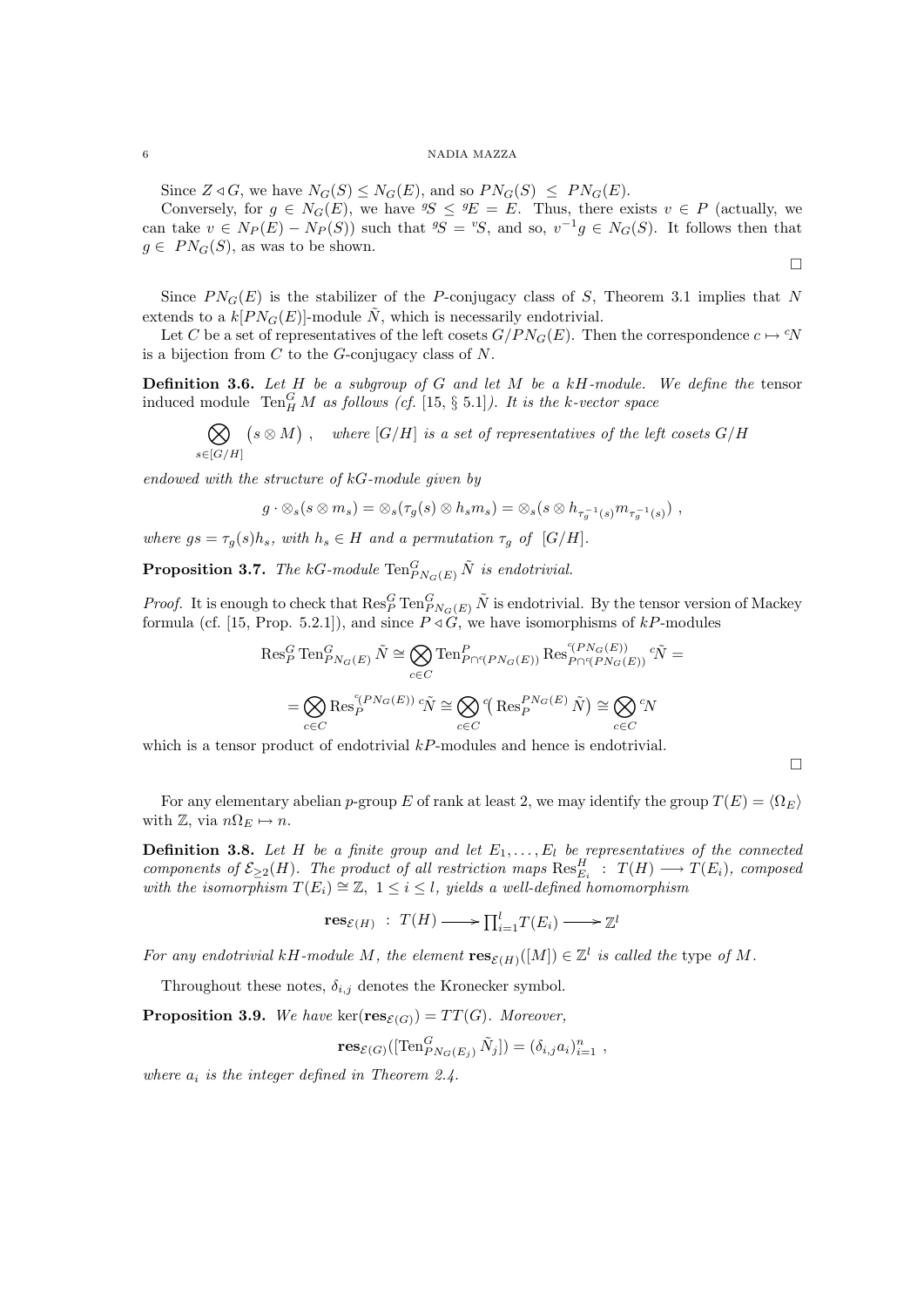Since $Z \lhd G$, we have $N_G(S) \leq N_G(E)$, and so $PN_G(S) \;\leq\; PN_G(E)$.

Conversely, for $g \in N_G(E)$, we have ${}^gS \leq {}^gE = E$. Thus, there exists $v \in P$ (actually, we can take $v \in N_P(E) - N_P(S)$) such that ${}^gS = {}^vS$, and so, $v^{-1}g \in N_G(S)$. It follows then that $g \in \; PN_G(S)$, as was to be shown.

□

Since $PN_G(E)$ is the stabilizer of the $P$-conjugacy class of $S$, Theorem 3.1 implies that $N$ extends to a $k[PN_G(E)]$-module $\tilde{N}$, which is necessarily endotrivial.

Let $C$ be a set of representatives of the left cosets $G/PN_G(E)$. Then the correspondence $c \mapsto {}^cN$ is a bijection from $C$ to the $G$-conjugacy class of $N$.

**Definition 3.6.** *Let $H$ be a subgroup of $G$ and let $M$ be a $kH$-module. We define the* tensor induced module $\mathrm{Ten}_H^G M$ *as follows (cf. [15, § 5.1]). It is the $k$-vector space*

$$\bigotimes_{s\in[G/H]} \big(s \otimes M\big)\ , \quad \text{where } [G/H] \text{ is a set of representatives of the left cosets } G/H$$

*endowed with the structure of $kG$-module given by*

$$g\cdot \otimes_s(s\otimes m_s) = \otimes_s(\tau_g(s)\otimes h_s m_s) = \otimes_s(s\otimes h_{\tau_g^{-1}(s)} m_{\tau_g^{-1}(s)})\ ,$$

*where $gs = \tau_g(s)h_s$, with $h_s \in H$ and a permutation $\tau_g$ of $[G/H]$.*

**Proposition 3.7.** *The $kG$-module $\mathrm{Ten}_{PN_G(E)}^G \tilde{N}$ is endotrivial.*

*Proof.* It is enough to check that $\mathrm{Res}_P^G \mathrm{Ten}_{PN_G(E)}^G \tilde{N}$ is endotrivial. By the tensor version of Mackey formula (cf. [15, Prop. 5.2.1]), and since $P \lhd G$, we have isomorphisms of $kP$-modules

$$\mathrm{Res}_P^G \mathrm{Ten}_{PN_G(E)}^G \tilde{N} \cong \bigotimes_{c\in C} \mathrm{Ten}_{P\cap {}^c(PN_G(E))}^P \mathrm{Res}_{P\cap {}^c(PN_G(E))}^{{}^c(PN_G(E))} {}^c\tilde{N} =$$

$$= \bigotimes_{c\in C} \mathrm{Res}_P^{{}^c(PN_G(E))} {}^c\tilde{N} \cong \bigotimes_{c\in C} {}^c\big(\mathrm{Res}_P^{PN_G(E)} \tilde{N}\big) \cong \bigotimes_{c\in C} {}^cN$$

which is a tensor product of endotrivial $kP$-modules and hence is endotrivial.

□

For any elementary abelian $p$-group $E$ of rank at least 2, we may identify the group $T(E) = \langle \Omega_E\rangle$ with $\mathbb{Z}$, via $n\Omega_E \mapsto n$.

**Definition 3.8.** *Let $H$ be a finite group and let $E_1, \ldots, E_l$ be representatives of the connected components of $\mathcal{E}_{\geq 2}(H)$. The product of all restriction maps $\mathrm{Res}_{E_i}^H \;:\; T(H) \longrightarrow T(E_i)$, composed with the isomorphism $T(E_i) \cong \mathbb{Z}$, $1 \leq i \leq l$, yields a well-defined homomorphism*

$$\mathbf{res}_{\mathcal{E}(H)} \;:\; T(H) \longrightarrow \textstyle\prod_{i=1}^l T(E_i) \longrightarrow \mathbb{Z}^l$$

*For any endotrivial $kH$-module $M$, the element $\mathbf{res}_{\mathcal{E}(H)}([M]) \in \mathbb{Z}^l$ is called the* type *of $M$.*

Throughout these notes, $\delta_{i,j}$ denotes the Kronecker symbol.

**Proposition 3.9.** *We have $\ker(\mathbf{res}_{\mathcal{E}(G)}) = TT(G)$. Moreover,*

$$\mathbf{res}_{\mathcal{E}(G)}([\mathrm{Ten}_{PN_G(E_j)}^G \tilde{N}_j]) = (\delta_{i,j}a_i)_{i=1}^n\ ,$$

*where $a_i$ is the integer defined in Theorem 2.4.*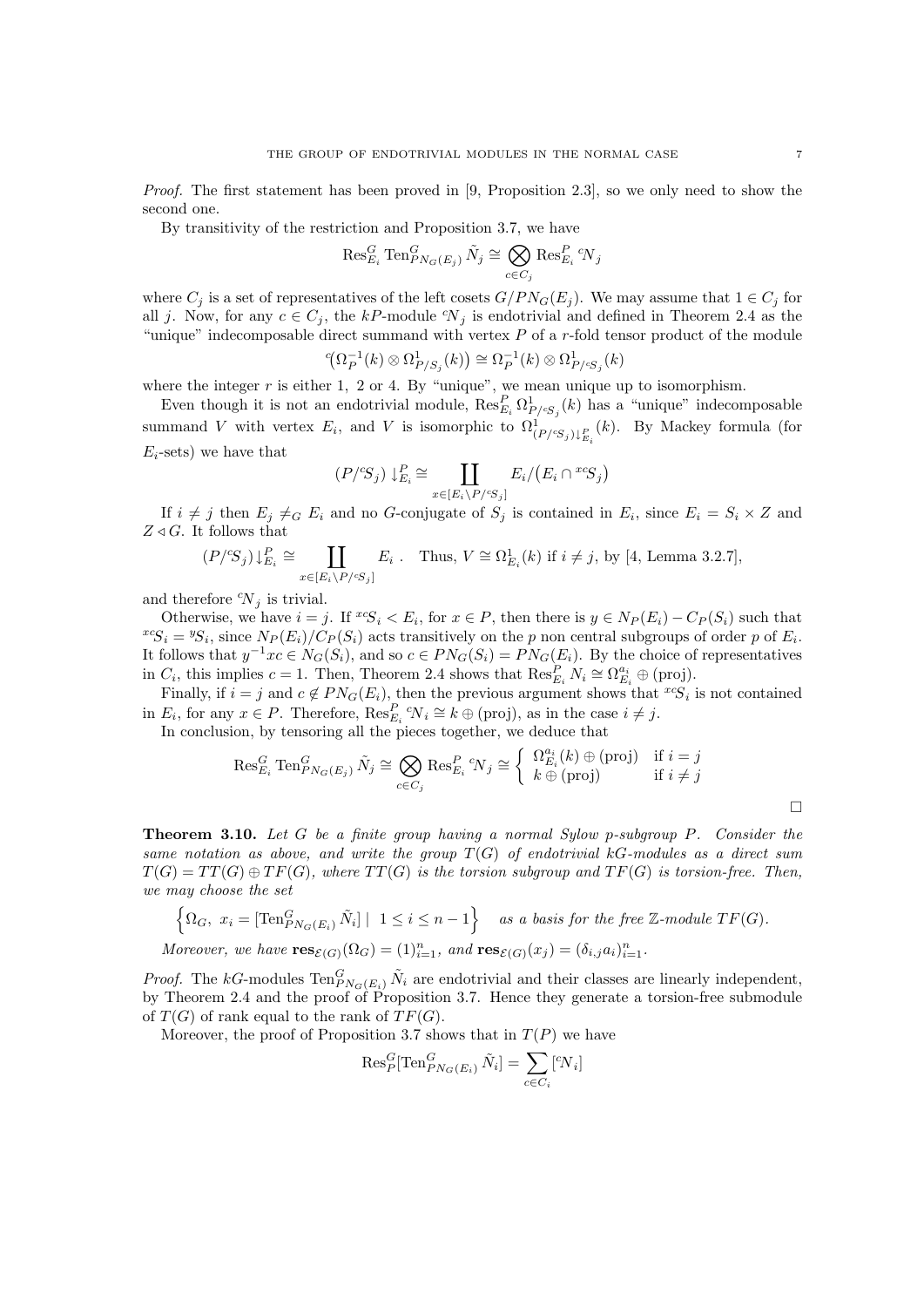*Proof.* The first statement has been proved in [9, Proposition 2.3], so we only need to show the second one.

By transitivity of the restriction and Proposition 3.7, we have

$$\mathrm{Res}^G_{E_i} \mathrm{Ten}^G_{PN_G(E_j)} \tilde{N}_j \cong \bigotimes_{c \in C_j} \mathrm{Res}^P_{E_i} {}^c N_j$$

where $C_j$ is a set of representatives of the left cosets $G/PN_G(E_j)$. We may assume that $1 \in C_j$ for all $j$. Now, for any $c \in C_j$, the $kP$-module ${}^c N_j$ is endotrivial and defined in Theorem 2.4 as the "unique" indecomposable direct summand with vertex $P$ of a $r$-fold tensor product of the module

$${}^c\big(\Omega_P^{-1}(k) \otimes \Omega^1_{P/S_j}(k)\big) \cong \Omega_P^{-1}(k) \otimes \Omega^1_{P/{}^cS_j}(k)$$

where the integer $r$ is either 1, 2 or 4. By "unique", we mean unique up to isomorphism.

Even though it is not an endotrivial module, $\mathrm{Res}^P_{E_i} \Omega^1_{P/{}^cS_j}(k)$ has a "unique" indecomposable summand $V$ with vertex $E_i$, and $V$ is isomorphic to $\Omega^1_{(P/{}^cS_j)\downarrow^P_{E_i}}(k)$. By Mackey formula (for $E_i$-sets) we have that

$$(P/{}^cS_j) \downarrow^P_{E_i} \cong \coprod_{x \in [E_i \backslash P/{}^cS_j]} E_i/\big(E_i \cap {}^{xc}S_j\big)$$

If $i \neq j$ then $E_j \neq_G E_i$ and no $G$-conjugate of $S_j$ is contained in $E_i$, since $E_i = S_i \times Z$ and $Z \lhd G$. It follows that

$$(P/{}^cS_j) \downarrow^P_{E_i} \cong \coprod_{x \in [E_i \backslash P/{}^cS_j]} E_i\ . \quad \text{Thus, } V \cong \Omega^1_{E_i}(k) \text{ if } i \neq j, \text{ by [4, Lemma 3.2.7],}$$

and therefore ${}^cN_j$ is trivial.

Otherwise, we have $i = j$. If ${}^{xc}S_i < E_i$, for $x \in P$, then there is $y \in N_P(E_i) - C_P(S_i)$ such that ${}^{xc}S_i = {}^yS_i$, since $N_P(E_i)/C_P(S_i)$ acts transitively on the $p$ non central subgroups of order $p$ of $E_i$. It follows that $y^{-1}xc \in N_G(S_i)$, and so $c \in PN_G(S_i) = PN_G(E_i)$. By the choice of representatives in $C_i$, this implies $c = 1$. Then, Theorem 2.4 shows that $\mathrm{Res}^P_{E_i} N_i \cong \Omega^{a_i}_{E_i} \oplus (\text{proj})$.

Finally, if $i = j$ and $c \notin PN_G(E_i)$, then the previous argument shows that ${}^{xc}S_i$ is not contained in $E_i$, for any $x \in P$. Therefore, $\mathrm{Res}^P_{E_i} {}^cN_i \cong k \oplus (\text{proj})$, as in the case $i \neq j$.

In conclusion, by tensoring all the pieces together, we deduce that

$$\mathrm{Res}^G_{E_i} \mathrm{Ten}^G_{PN_G(E_j)} \tilde{N}_j \cong \bigotimes_{c \in C_j} \mathrm{Res}^P_{E_i} {}^cN_j \cong \begin{cases} \Omega^{a_i}_{E_i}(k) \oplus (\text{proj}) & \text{if } i = j \\ k \oplus (\text{proj}) & \text{if } i \neq j \end{cases}$$

□

**Theorem 3.10.** *Let $G$ be a finite group having a normal Sylow $p$-subgroup $P$. Consider the same notation as above, and write the group $T(G)$ of endotrivial $kG$-modules as a direct sum $T(G) = TT(G) \oplus TF(G)$, where $TT(G)$ is the torsion subgroup and $TF(G)$ is torsion-free. Then, we may choose the set*

$$\Big\{\Omega_G,\ x_i = [\mathrm{Ten}^G_{PN_G(E_i)} \tilde{N}_i] \mid 1 \leq i \leq n-1\Big\} \quad \textit{as a basis for the free } \mathbb{Z}\textit{-module } TF(G).$$

*Moreover, we have $\mathbf{res}_{\mathcal{E}(G)}(\Omega_G) = (1)^n_{i=1}$, and $\mathbf{res}_{\mathcal{E}(G)}(x_j) = (\delta_{i,j} a_i)^n_{i=1}$.*

*Proof.* The $kG$-modules $\mathrm{Ten}^G_{PN_G(E_i)} \tilde{N}_i$ are endotrivial and their classes are linearly independent, by Theorem 2.4 and the proof of Proposition 3.7. Hence they generate a torsion-free submodule of $T(G)$ of rank equal to the rank of $TF(G)$.

Moreover, the proof of Proposition 3.7 shows that in $T(P)$ we have

$$\mathrm{Res}^G_P[\mathrm{Ten}^G_{PN_G(E_i)} \tilde{N}_i] = \sum_{c \in C_i} [{}^cN_i]$$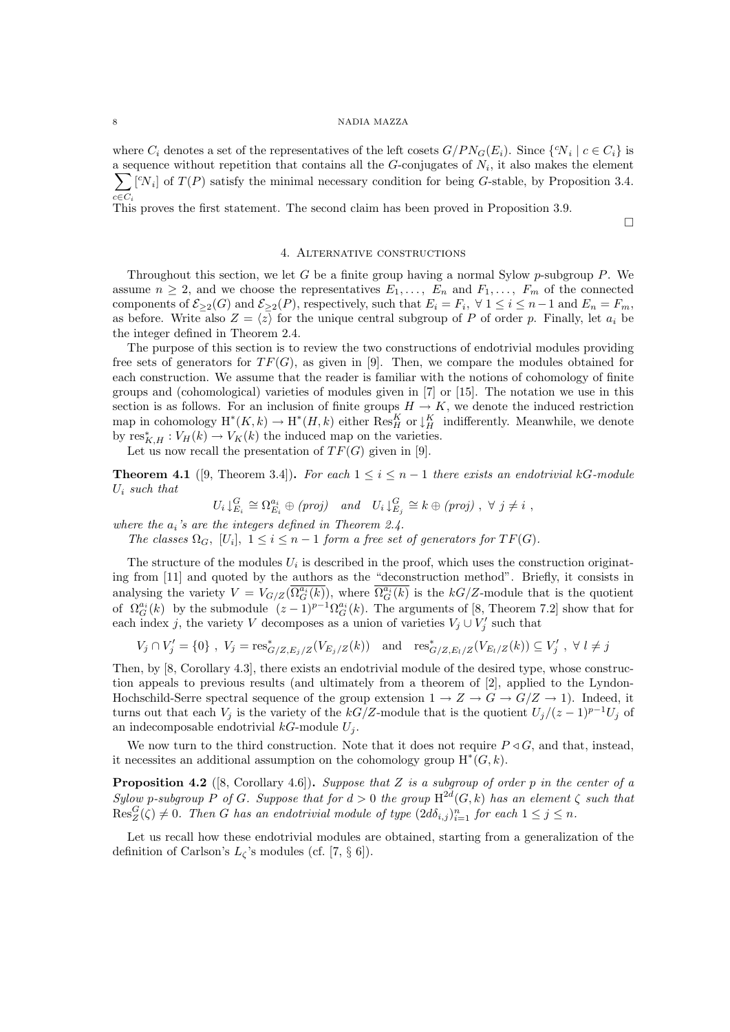where $C_i$ denotes a set of the representatives of the left cosets $G/PN_G(E_i)$. Since $\{{}^cN_i \mid c \in C_i\}$ is a sequence without repetition that contains all the $G$-conjugates of $N_i$, it also makes the element $\sum_{c\in C_i} [{}^cN_i]$ of $T(P)$ satisfy the minimal necessary condition for being $G$-stable, by Proposition 3.4. This proves the first statement. The second claim has been proved in Proposition 3.9.

□

## 4. Alternative constructions

Throughout this section, we let $G$ be a finite group having a normal Sylow $p$-subgroup $P$. We assume $n \geq 2$, and we choose the representatives $E_1, \ldots, E_n$ and $F_1, \ldots, F_m$ of the connected components of $\mathcal{E}_{\geq 2}(G)$ and $\mathcal{E}_{\geq 2}(P)$, respectively, such that $E_i = F_i$, $\forall\ 1 \leq i \leq n-1$ and $E_n = F_m$, as before. Write also $Z = \langle z \rangle$ for the unique central subgroup of $P$ of order $p$. Finally, let $a_i$ be the integer defined in Theorem 2.4.

The purpose of this section is to review the two constructions of endotrivial modules providing free sets of generators for $TF(G)$, as given in [9]. Then, we compare the modules obtained for each construction. We assume that the reader is familiar with the notions of cohomology of finite groups and (cohomological) varieties of modules given in [7] or [15]. The notation we use in this section is as follows. For an inclusion of finite groups $H \to K$, we denote the induced restriction map in cohomology $\mathrm{H}^*(K,k) \to \mathrm{H}^*(H,k)$ either $\mathrm{Res}^K_H$ or $\downarrow^K_H$ indifferently. Meanwhile, we denote by $\mathrm{res}^*_{K,H} : V_H(k) \to V_K(k)$ the induced map on the varieties.

Let us now recall the presentation of $TF(G)$ given in [9].

**Theorem 4.1** ([9, Theorem 3.4]). *For each $1 \leq i \leq n-1$ there exists an endotrivial $kG$-module $U_i$ such that*

$$U_i\!\downarrow^G_{E_i} \cong \Omega^{a_i}_{E_i} \oplus (proj) \quad and \quad U_i\!\downarrow^G_{E_j} \cong k \oplus (proj)\ ,\ \forall\ j \neq i\ ,$$

*where the $a_i$'s are the integers defined in Theorem 2.4.*

*The classes $\Omega_G$, $[U_i]$, $1 \leq i \leq n-1$ form a free set of generators for $TF(G)$.*

The structure of the modules $U_i$ is described in the proof, which uses the construction originating from [11] and quoted by the authors as the "deconstruction method". Briefly, it consists in analysing the variety $V = V_{G/Z}(\overline{\Omega^{a_i}_G(k)})$, where $\overline{\Omega^{a_i}_G(k)}$ is the $kG/Z$-module that is the quotient of $\Omega^{a_i}_G(k)$ by the submodule $(z-1)^{p-1}\Omega^{a_i}_G(k)$. The arguments of [8, Theorem 7.2] show that for each index $j$, the variety $V$ decomposes as a union of varieties $V_j \cup V'_j$ such that

$$V_j \cap V'_j = \{0\}\ ,\ V_j = \mathrm{res}^*_{G/Z,E_j/Z}(V_{E_j/Z}(k)) \quad \text{and} \quad \mathrm{res}^*_{G/Z,E_l/Z}(V_{E_l/Z}(k)) \subseteq V'_j\ ,\ \forall\ l \neq j$$

Then, by [8, Corollary 4.3], there exists an endotrivial module of the desired type, whose construction appeals to previous results (and ultimately from a theorem of [2], applied to the Lyndon-Hochschild-Serre spectral sequence of the group extension $1 \to Z \to G \to G/Z \to 1$). Indeed, it turns out that each $V_j$ is the variety of the $kG/Z$-module that is the quotient $U_j/(z-1)^{p-1}U_j$ of an indecomposable endotrivial $kG$-module $U_j$.

We now turn to the third construction. Note that it does not require $P \triangleleft G$, and that, instead, it necessites an additional assumption on the cohomology group $\mathrm{H}^*(G,k)$.

**Proposition 4.2** ([8, Corollary 4.6]). *Suppose that $Z$ is a subgroup of order $p$ in the center of a Sylow $p$-subgroup $P$ of $G$. Suppose that for $d > 0$ the group $\mathrm{H}^{2d}(G,k)$ has an element $\zeta$ such that $\mathrm{Res}^G_Z(\zeta) \neq 0$. Then $G$ has an endotrivial module of type $(2d\delta_{i,j})^n_{i=1}$ for each $1 \leq j \leq n$.*

Let us recall how these endotrivial modules are obtained, starting from a generalization of the definition of Carlson's $L_\zeta$'s modules (cf. [7, § 6]).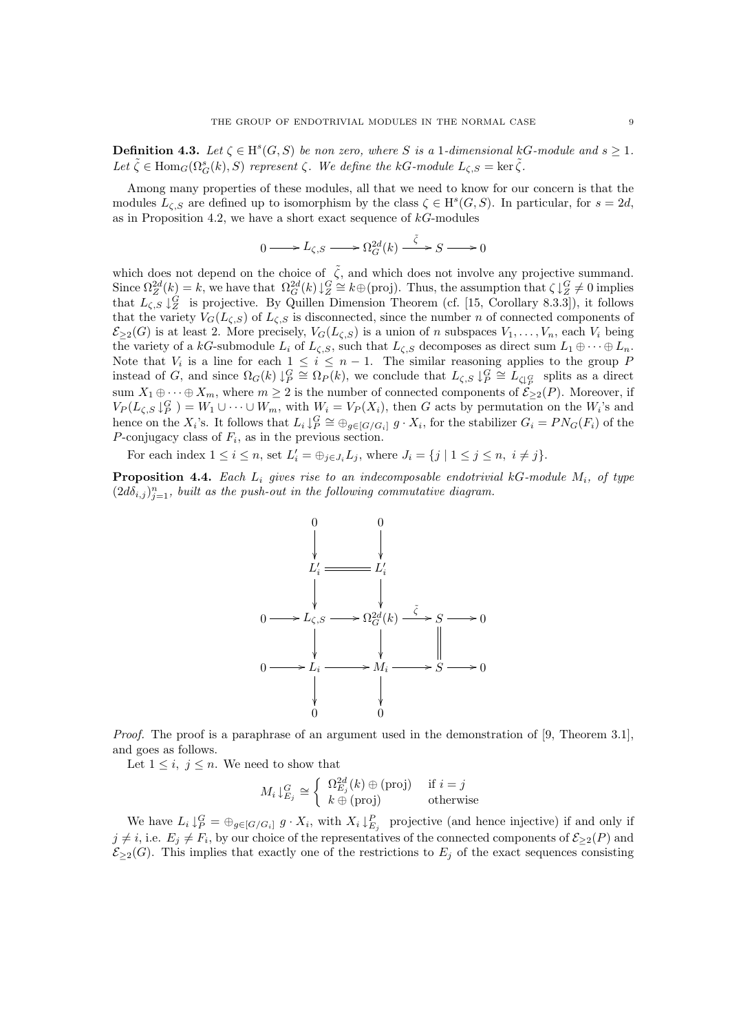**Definition 4.3.** *Let $\zeta \in \mathrm{H}^s(G,S)$ be non zero, where $S$ is a 1-dimensional $kG$-module and $s \geq 1$. Let $\tilde{\zeta} \in \mathrm{Hom}_G(\Omega^s_G(k), S)$ represent $\zeta$. We define the $kG$-module $L_{\zeta,S} = \ker \tilde{\zeta}$.*

Among many properties of these modules, all that we need to know for our concern is that the modules $L_{\zeta,S}$ are defined up to isomorphism by the class $\zeta \in \mathrm{H}^s(G,S)$. In particular, for $s = 2d$, as in Proposition 4.2, we have a short exact sequence of $kG$-modules

$$0 \longrightarrow L_{\zeta,S} \longrightarrow \Omega^{2d}_G(k) \xrightarrow{\tilde{\zeta}} S \longrightarrow 0$$

which does not depend on the choice of $\tilde{\zeta}$, and which does not involve any projective summand. Since $\Omega^{2d}_Z(k) = k$, we have that $\Omega^{2d}_G(k){\downarrow}^G_Z \cong k \oplus (\mathrm{proj})$. Thus, the assumption that $\zeta{\downarrow}^G_Z \neq 0$ implies that $L_{\zeta,S}{\downarrow}^G_Z$ is projective. By Quillen Dimension Theorem (cf. [15, Corollary 8.3.3]), it follows that the variety $V_G(L_{\zeta,S})$ of $L_{\zeta,S}$ is disconnected, since the number $n$ of connected components of $\mathcal{E}_{\geq 2}(G)$ is at least 2. More precisely, $V_G(L_{\zeta,S})$ is a union of $n$ subspaces $V_1, \ldots, V_n$, each $V_i$ being the variety of a $kG$-submodule $L_i$ of $L_{\zeta,S}$, such that $L_{\zeta,S}$ decomposes as direct sum $L_1 \oplus \cdots \oplus L_n$. Note that $V_i$ is a line for each $1 \leq i \leq n-1$. The similar reasoning applies to the group $P$ instead of $G$, and since $\Omega_G(k){\downarrow}^G_P \cong \Omega_P(k)$, we conclude that $L_{\zeta,S}{\downarrow}^G_P \cong L_{\zeta{\downarrow}^G_P}$ splits as a direct sum $X_1 \oplus \cdots \oplus X_m$, where $m \geq 2$ is the number of connected components of $\mathcal{E}_{\geq 2}(P)$. Moreover, if $V_P(L_{\zeta,S}{\downarrow}^G_P) = W_1 \cup \cdots \cup W_m$, with $W_i = V_P(X_i)$, then $G$ acts by permutation on the $W_i$'s and hence on the $X_i$'s. It follows that $L_i{\downarrow}^G_P \cong \oplus_{g \in [G/G_i]}\, g \cdot X_i$, for the stabilizer $G_i = PN_G(F_i)$ of the $P$-conjugacy class of $F_i$, as in the previous section.

For each index $1 \leq i \leq n$, set $L'_i = \oplus_{j \in J_i} L_j$, where $J_i = \{j \mid 1 \leq j \leq n,\ i \neq j\}$.

**Proposition 4.4.** *Each $L_i$ gives rise to an indecomposable endotrivial $kG$-module $M_i$, of type $(2d\delta_{i,j})^n_{j=1}$, built as the push-out in the following commutative diagram.*

$$\begin{array}{ccccccccc}
 & & 0 & & 0 & & & & \\
 & & \downarrow & & \downarrow & & & & \\
 & & L'_i & = & L'_i & & & & \\
 & & \downarrow & & \downarrow & & & & \\
0 & \longrightarrow & L_{\zeta,S} & \longrightarrow & \Omega^{2d}_G(k) & \xrightarrow{\tilde{\zeta}} & S & \longrightarrow & 0 \\
 & & \downarrow & & \downarrow & & \| & & \\
0 & \longrightarrow & L_i & \longrightarrow & M_i & \longrightarrow & S & \longrightarrow & 0 \\
 & & \downarrow & & \downarrow & & & & \\
 & & 0 & & 0 & & & &
\end{array}$$

*Proof.* The proof is a paraphrase of an argument used in the demonstration of [9, Theorem 3.1], and goes as follows.

Let $1 \leq i,\ j \leq n$. We need to show that

$$M_i{\downarrow}^G_{E_j} \cong \begin{cases} \Omega^{2d}_{E_j}(k) \oplus (\mathrm{proj}) & \text{if } i = j \\ k \oplus (\mathrm{proj}) & \text{otherwise} \end{cases}$$

We have $L_i{\downarrow}^G_P = \oplus_{g \in [G/G_i]}\, g \cdot X_i$, with $X_i{\downarrow}^P_{E_j}$ projective (and hence injective) if and only if $j \neq i$, i.e. $E_j \neq F_i$, by our choice of the representatives of the connected components of $\mathcal{E}_{\geq 2}(P)$ and $\mathcal{E}_{\geq 2}(G)$. This implies that exactly one of the restrictions to $E_j$ of the exact sequences consisting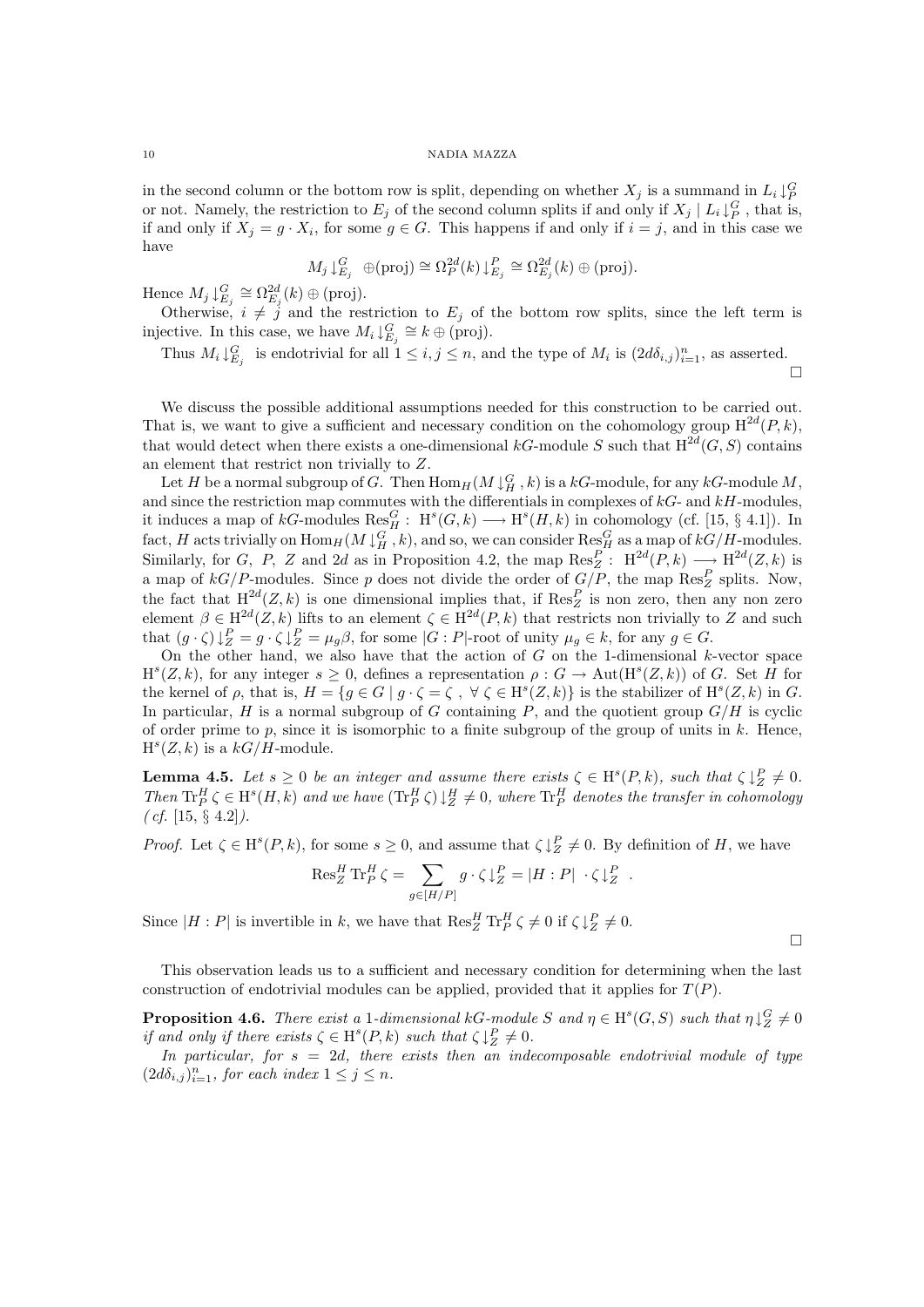in the second column or the bottom row is split, depending on whether $X_j$ is a summand in $L_i\downarrow_P^G$ or not. Namely, the restriction to $E_j$ of the second column splits if and only if $X_j \mid L_i\downarrow_P^G$ , that is, if and only if $X_j = g\cdot X_i$, for some $g\in G$. This happens if and only if $i=j$, and in this case we have

$$M_j\downarrow_{E_j}^G \oplus(\mathrm{proj})\cong \Omega_P^{2d}(k)\downarrow_{E_j}^P\cong \Omega_{E_j}^{2d}(k)\oplus(\mathrm{proj}).$$

Hence $M_j\downarrow_{E_j}^G\cong \Omega_{E_j}^{2d}(k)\oplus(\mathrm{proj})$.

Otherwise, $i\neq j$ and the restriction to $E_j$ of the bottom row splits, since the left term is injective. In this case, we have $M_i\downarrow_{E_j}^G\cong k\oplus(\mathrm{proj})$.

Thus $M_i\downarrow_{E_j}^G$ is endotrivial for all $1\le i,j\le n$, and the type of $M_i$ is $(2d\delta_{i,j})_{i=1}^n$, as asserted. □

We discuss the possible additional assumptions needed for this construction to be carried out. That is, we want to give a sufficient and necessary condition on the cohomology group $\mathrm{H}^{2d}(P,k)$, that would detect when there exists a one-dimensional $kG$-module $S$ such that $\mathrm{H}^{2d}(G,S)$ contains an element that restrict non trivially to $Z$.

Let $H$ be a normal subgroup of $G$. Then $\mathrm{Hom}_H(M\downarrow_H^G,k)$ is a $kG$-module, for any $kG$-module $M$, and since the restriction map commutes with the differentials in complexes of $kG$- and $kH$-modules, it induces a map of $kG$-modules $\mathrm{Res}_H^G:\ \mathrm{H}^s(G,k)\longrightarrow \mathrm{H}^s(H,k)$ in cohomology (cf. [15, § 4.1]). In fact, $H$ acts trivially on $\mathrm{Hom}_H(M\downarrow_H^G,k)$, and so, we can consider $\mathrm{Res}_H^G$ as a map of $kG/H$-modules. Similarly, for $G$, $P$, $Z$ and $2d$ as in Proposition 4.2, the map $\mathrm{Res}_Z^P:\ \mathrm{H}^{2d}(P,k)\longrightarrow \mathrm{H}^{2d}(Z,k)$ is a map of $kG/P$-modules. Since $p$ does not divide the order of $G/P$, the map $\mathrm{Res}_Z^P$ splits. Now, the fact that $\mathrm{H}^{2d}(Z,k)$ is one dimensional implies that, if $\mathrm{Res}_Z^P$ is non zero, then any non zero element $\beta\in \mathrm{H}^{2d}(Z,k)$ lifts to an element $\zeta\in\mathrm{H}^{2d}(P,k)$ that restricts non trivially to $Z$ and such that $(g\cdot\zeta)\downarrow_Z^P = g\cdot\zeta\downarrow_Z^P=\mu_g\beta$, for some $|G:P|$-root of unity $\mu_g\in k$, for any $g\in G$.

On the other hand, we also have that the action of $G$ on the 1-dimensional $k$-vector space $\mathrm{H}^s(Z,k)$, for any integer $s\ge 0$, defines a representation $\rho: G\to \mathrm{Aut}(\mathrm{H}^s(Z,k))$ of $G$. Set $H$ for the kernel of $\rho$, that is, $H=\{g\in G\mid g\cdot\zeta=\zeta\ ,\ \forall\,\zeta\in \mathrm{H}^s(Z,k)\}$ is the stabilizer of $\mathrm{H}^s(Z,k)$ in $G$. In particular, $H$ is a normal subgroup of $G$ containing $P$, and the quotient group $G/H$ is cyclic of order prime to $p$, since it is isomorphic to a finite subgroup of the group of units in $k$. Hence, $\mathrm{H}^s(Z,k)$ is a $kG/H$-module.

**Lemma 4.5.** *Let $s\ge 0$ be an integer and assume there exists $\zeta\in \mathrm{H}^s(P,k)$, such that $\zeta\downarrow_Z^P\neq 0$. Then $\mathrm{Tr}_P^H\zeta\in\mathrm{H}^s(H,k)$ and we have $(\mathrm{Tr}_P^H\zeta)\downarrow_Z^H\neq 0$, where $\mathrm{Tr}_P^H$ denotes the transfer in cohomology (cf. [15, § 4.2]).*

*Proof.* Let $\zeta\in\mathrm{H}^s(P,k)$, for some $s\ge 0$, and assume that $\zeta\downarrow_Z^P\neq 0$. By definition of $H$, we have

$$\mathrm{Res}_Z^H\,\mathrm{Tr}_P^H\,\zeta=\sum_{g\in[H/P]} g\cdot\zeta\downarrow_Z^P = |H:P|\ \cdot\zeta\downarrow_Z^P\ .$$

Since $|H:P|$ is invertible in $k$, we have that $\mathrm{Res}_Z^H\,\mathrm{Tr}_P^H\,\zeta\neq 0$ if $\zeta\downarrow_Z^P\neq 0$. □

This observation leads us to a sufficient and necessary condition for determining when the last construction of endotrivial modules can be applied, provided that it applies for $T(P)$.

**Proposition 4.6.** *There exist a 1-dimensional $kG$-module $S$ and $\eta\in\mathrm{H}^s(G,S)$ such that $\eta\downarrow_Z^G\neq 0$ if and only if there exists $\zeta\in\mathrm{H}^s(P,k)$ such that $\zeta\downarrow_Z^P\neq 0$.*

*In particular, for $s=2d$, there exists then an indecomposable endotrivial module of type $(2d\delta_{i,j})_{i=1}^n$, for each index $1\le j\le n$.*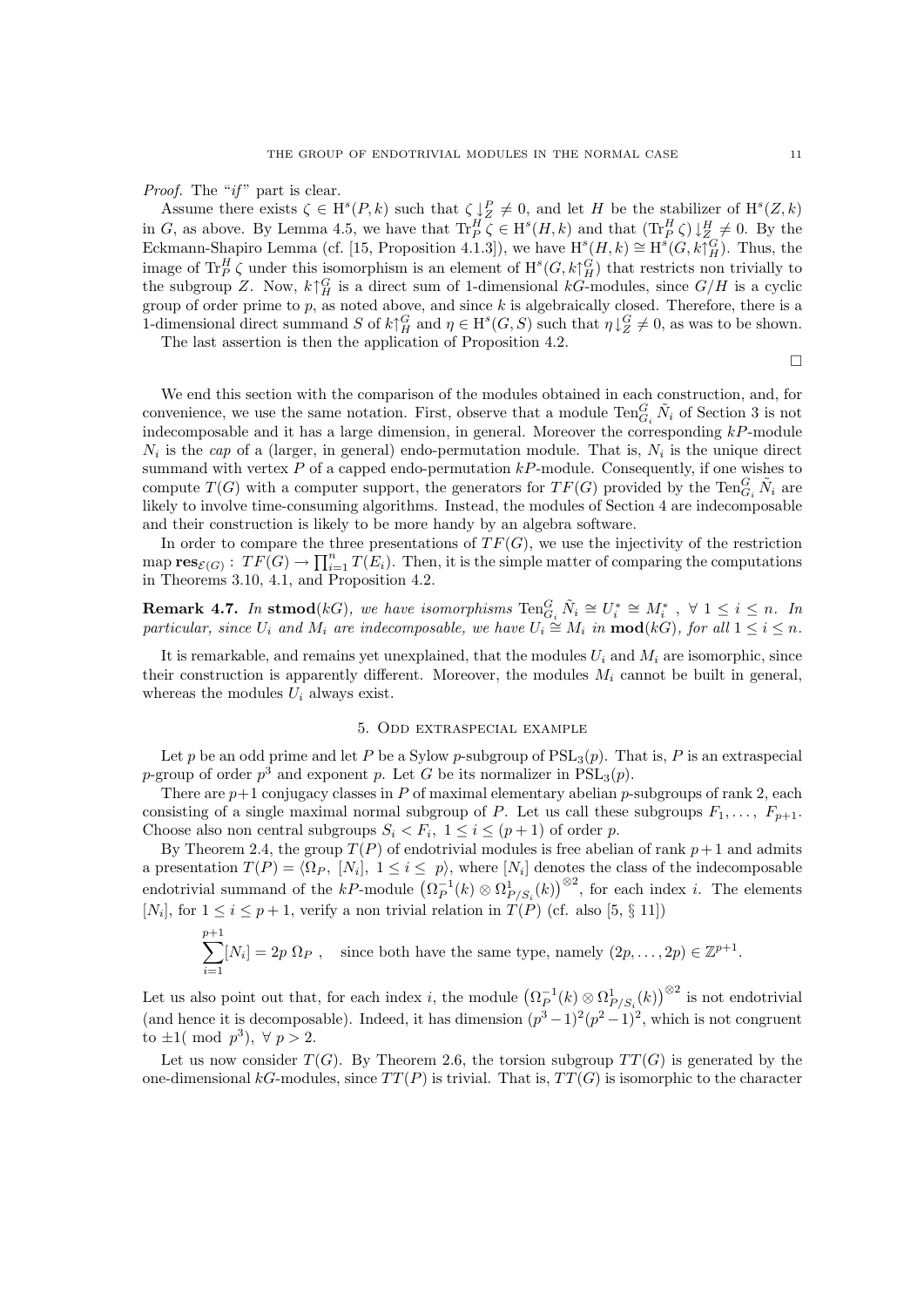*Proof.* The "*if*" part is clear.

Assume there exists $\zeta \in \mathrm{H}^s(P,k)$ such that $\zeta\downarrow^P_Z \neq 0$, and let $H$ be the stabilizer of $\mathrm{H}^s(Z,k)$ in $G$, as above. By Lemma 4.5, we have that $\mathrm{Tr}_P^H \zeta \in \mathrm{H}^s(H,k)$ and that $(\mathrm{Tr}_P^H \zeta)\downarrow^H_Z \neq 0$. By the Eckmann-Shapiro Lemma (cf. [15, Proposition 4.1.3]), we have $\mathrm{H}^s(H,k) \cong \mathrm{H}^s(G, k\uparrow_H^G)$. Thus, the image of $\mathrm{Tr}_P^H \zeta$ under this isomorphism is an element of $\mathrm{H}^s(G, k\uparrow_H^G)$ that restricts non trivially to the subgroup $Z$. Now, $k\uparrow_H^G$ is a direct sum of 1-dimensional $kG$-modules, since $G/H$ is a cyclic group of order prime to $p$, as noted above, and since $k$ is algebraically closed. Therefore, there is a 1-dimensional direct summand $S$ of $k\uparrow_H^G$ and $\eta \in \mathrm{H}^s(G,S)$ such that $\eta\downarrow^G_Z \neq 0$, as was to be shown.

The last assertion is then the application of Proposition 4.2.

□

We end this section with the comparison of the modules obtained in each construction, and, for convenience, we use the same notation. First, observe that a module $\mathrm{Ten}_{G_i}^G \tilde{N}_i$ of Section 3 is not indecomposable and it has a large dimension, in general. Moreover the corresponding $kP$-module $N_i$ is the *cap* of a (larger, in general) endo-permutation module. That is, $N_i$ is the unique direct summand with vertex $P$ of a capped endo-permutation $kP$-module. Consequently, if one wishes to compute $T(G)$ with a computer support, the generators for $TF(G)$ provided by the $\mathrm{Ten}_{G_i}^G \tilde{N}_i$ are likely to involve time-consuming algorithms. Instead, the modules of Section 4 are indecomposable and their construction is likely to be more handy by an algebra software.

In order to compare the three presentations of $TF(G)$, we use the injectivity of the restriction map $\mathbf{res}_{\mathcal{E}(G)} : TF(G) \to \prod_{i=1}^n T(E_i)$. Then, it is the simple matter of comparing the computations in Theorems 3.10, 4.1, and Proposition 4.2.

**Remark 4.7.** *In* $\mathbf{stmod}(kG)$*, we have isomorphisms* $\mathrm{Ten}_{G_i}^G \tilde{N}_i \cong U_i^* \cong M_i^*$ , $\forall\ 1 \leq i \leq n$*. In particular, since* $U_i$ *and* $M_i$ *are indecomposable, we have* $U_i \cong M_i$ *in* $\mathbf{mod}(kG)$*, for all* $1 \leq i \leq n$*.*

It is remarkable, and remains yet unexplained, that the modules $U_i$ and $M_i$ are isomorphic, since their construction is apparently different. Moreover, the modules $M_i$ cannot be built in general, whereas the modules $U_i$ always exist.

## 5. Odd extraspecial example

Let $p$ be an odd prime and let $P$ be a Sylow $p$-subgroup of $\mathrm{PSL}_3(p)$. That is, $P$ is an extraspecial $p$-group of order $p^3$ and exponent $p$. Let $G$ be its normalizer in $\mathrm{PSL}_3(p)$.

There are $p+1$ conjugacy classes in $P$ of maximal elementary abelian $p$-subgroups of rank 2, each consisting of a single maximal normal subgroup of $P$. Let us call these subgroups $F_1, \ldots, F_{p+1}$. Choose also non central subgroups $S_i < F_i$, $1 \leq i \leq (p+1)$ of order $p$.

By Theorem 2.4, the group $T(P)$ of endotrivial modules is free abelian of rank $p+1$ and admits a presentation $T(P) = \langle \Omega_P,\ [N_i],\ 1 \leq i \leq\ p\rangle$, where $[N_i]$ denotes the class of the indecomposable endotrivial summand of the $kP$-module $\left(\Omega_P^{-1}(k) \otimes \Omega^1_{P/S_i}(k)\right)^{\otimes 2}$, for each index $i$. The elements $[N_i]$, for $1 \leq i \leq p+1$, verify a non trivial relation in $T(P)$ (cf. also [5, § 11])

$$\sum_{i=1}^{p+1} [N_i] = 2p\ \Omega_P\ , \quad \text{since both have the same type, namely } (2p, \ldots, 2p) \in \mathbb{Z}^{p+1}.$$

Let us also point out that, for each index $i$, the module $\left(\Omega_P^{-1}(k) \otimes \Omega^1_{P/S_i}(k)\right)^{\otimes 2}$ is not endotrivial (and hence it is decomposable). Indeed, it has dimension $(p^3-1)^2(p^2-1)^2$, which is not congruent to $\pm 1(\bmod\ p^3)$, $\forall\ p > 2$.

Let us now consider $T(G)$. By Theorem 2.6, the torsion subgroup $TT(G)$ is generated by the one-dimensional $kG$-modules, since $TT(P)$ is trivial. That is, $TT(G)$ is isomorphic to the character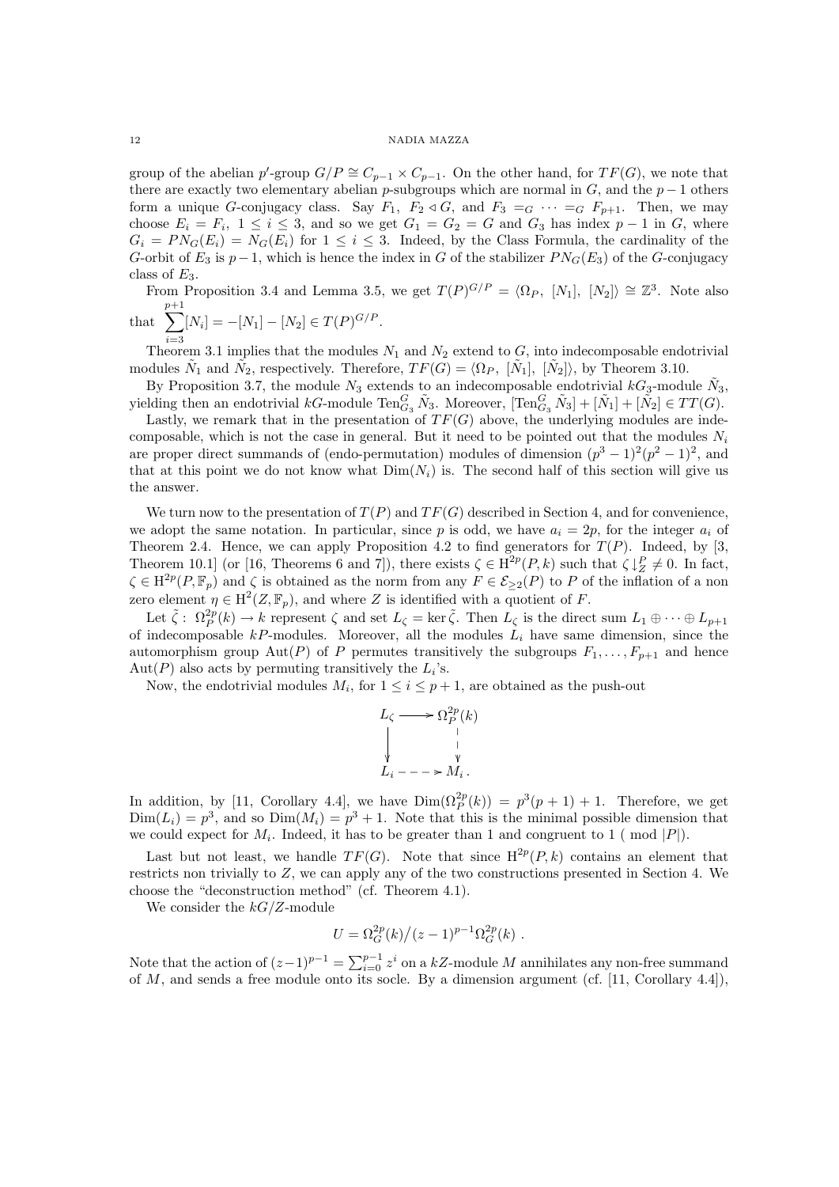group of the abelian $p'$-group $G/P \cong C_{p-1} \times C_{p-1}$. On the other hand, for $TF(G)$, we note that there are exactly two elementary abelian $p$-subgroups which are normal in $G$, and the $p-1$ others form a unique $G$-conjugacy class. Say $F_1$, $F_2 \triangleleft G$, and $F_3 =_G \cdots =_G F_{p+1}$. Then, we may choose $E_i = F_i$, $1 \leq i \leq 3$, and so we get $G_1 = G_2 = G$ and $G_3$ has index $p-1$ in $G$, where $G_i = PN_G(E_i) = N_G(E_i)$ for $1 \leq i \leq 3$. Indeed, by the Class Formula, the cardinality of the $G$-orbit of $E_3$ is $p-1$, which is hence the index in $G$ of the stabilizer $PN_G(E_3)$ of the $G$-conjugacy class of $E_3$.

From Proposition 3.4 and Lemma 3.5, we get $T(P)^{G/P} = \langle \Omega_P,\ [N_1],\ [N_2] \rangle \cong \mathbb{Z}^3$. Note also that $\displaystyle\sum_{i=3}^{p+1} [N_i] = -[N_1] - [N_2] \in T(P)^{G/P}$.

Theorem 3.1 implies that the modules $N_1$ and $N_2$ extend to $G$, into indecomposable endotrivial modules $\tilde{N}_1$ and $\tilde{N}_2$, respectively. Therefore, $TF(G) = \langle \Omega_P,\ [\tilde{N}_1],\ [\tilde{N}_2] \rangle$, by Theorem 3.10.

By Proposition 3.7, the module $N_3$ extends to an indecomposable endotrivial $kG_3$-module $\tilde{N}_3$, yielding then an endotrivial $kG$-module $\mathrm{Ten}_{G_3}^G \tilde{N}_3$. Moreover, $[\mathrm{Ten}_{G_3}^G \tilde{N}_3] + [\tilde{N}_1] + [\tilde{N}_2] \in TT(G)$.

Lastly, we remark that in the presentation of $TF(G)$ above, the underlying modules are indecomposable, which is not the case in general. But it need to be pointed out that the modules $N_i$ are proper direct summands of (endo-permutation) modules of dimension $(p^3-1)^2(p^2-1)^2$, and that at this point we do not know what $\mathrm{Dim}(N_i)$ is. The second half of this section will give us the answer.

We turn now to the presentation of $T(P)$ and $TF(G)$ described in Section 4, and for convenience, we adopt the same notation. In particular, since $p$ is odd, we have $a_i = 2p$, for the integer $a_i$ of Theorem 2.4. Hence, we can apply Proposition 4.2 to find generators for $T(P)$. Indeed, by [3, Theorem 10.1] (or [16, Theorems 6 and 7]), there exists $\zeta \in \mathrm{H}^{2p}(P, k)$ such that $\zeta{\downarrow}_Z^P \neq 0$. In fact, $\zeta \in \mathrm{H}^{2p}(P, \mathbb{F}_p)$ and $\zeta$ is obtained as the norm from any $F \in \mathcal{E}_{\geq 2}(P)$ to $P$ of the inflation of a non zero element $\eta \in \mathrm{H}^2(Z, \mathbb{F}_p)$, and where $Z$ is identified with a quotient of $F$.

Let $\tilde{\zeta}:\ \Omega_P^{2p}(k) \to k$ represent $\zeta$ and set $L_\zeta = \ker \tilde{\zeta}$. Then $L_\zeta$ is the direct sum $L_1 \oplus \cdots \oplus L_{p+1}$ of indecomposable $kP$-modules. Moreover, all the modules $L_i$ have same dimension, since the automorphism group $\mathrm{Aut}(P)$ of $P$ permutes transitively the subgroups $F_1, \ldots, F_{p+1}$ and hence $\mathrm{Aut}(P)$ also acts by permuting transitively the $L_i$'s.

Now, the endotrivial modules $M_i$, for $1 \leq i \leq p+1$, are obtained as the push-out

$$\begin{array}{ccc} L_\zeta & \longrightarrow & \Omega_P^{2p}(k) \\ \downarrow & & \downarrow \\ L_i & \dashrightarrow & M_i \,. \end{array}$$

In addition, by [11, Corollary 4.4], we have $\mathrm{Dim}(\Omega_P^{2p}(k)) = p^3(p+1)+1$. Therefore, we get $\mathrm{Dim}(L_i) = p^3$, and so $\mathrm{Dim}(M_i) = p^3+1$. Note that this is the minimal possible dimension that we could expect for $M_i$. Indeed, it has to be greater than 1 and congruent to 1 ( mod $|P|$).

Last but not least, we handle $TF(G)$. Note that since $\mathrm{H}^{2p}(P,k)$ contains an element that restricts non trivially to $Z$, we can apply any of the two constructions presented in Section 4. We choose the "deconstruction method" (cf. Theorem 4.1).

We consider the $kG/Z$-module

$$U = \Omega_G^{2p}(k) \big/ (z-1)^{p-1}\Omega_G^{2p}(k)\ .$$

Note that the action of $(z-1)^{p-1} = \sum_{i=0}^{p-1} z^i$ on a $kZ$-module $M$ annihilates any non-free summand of $M$, and sends a free module onto its socle. By a dimension argument (cf. [11, Corollary 4.4]),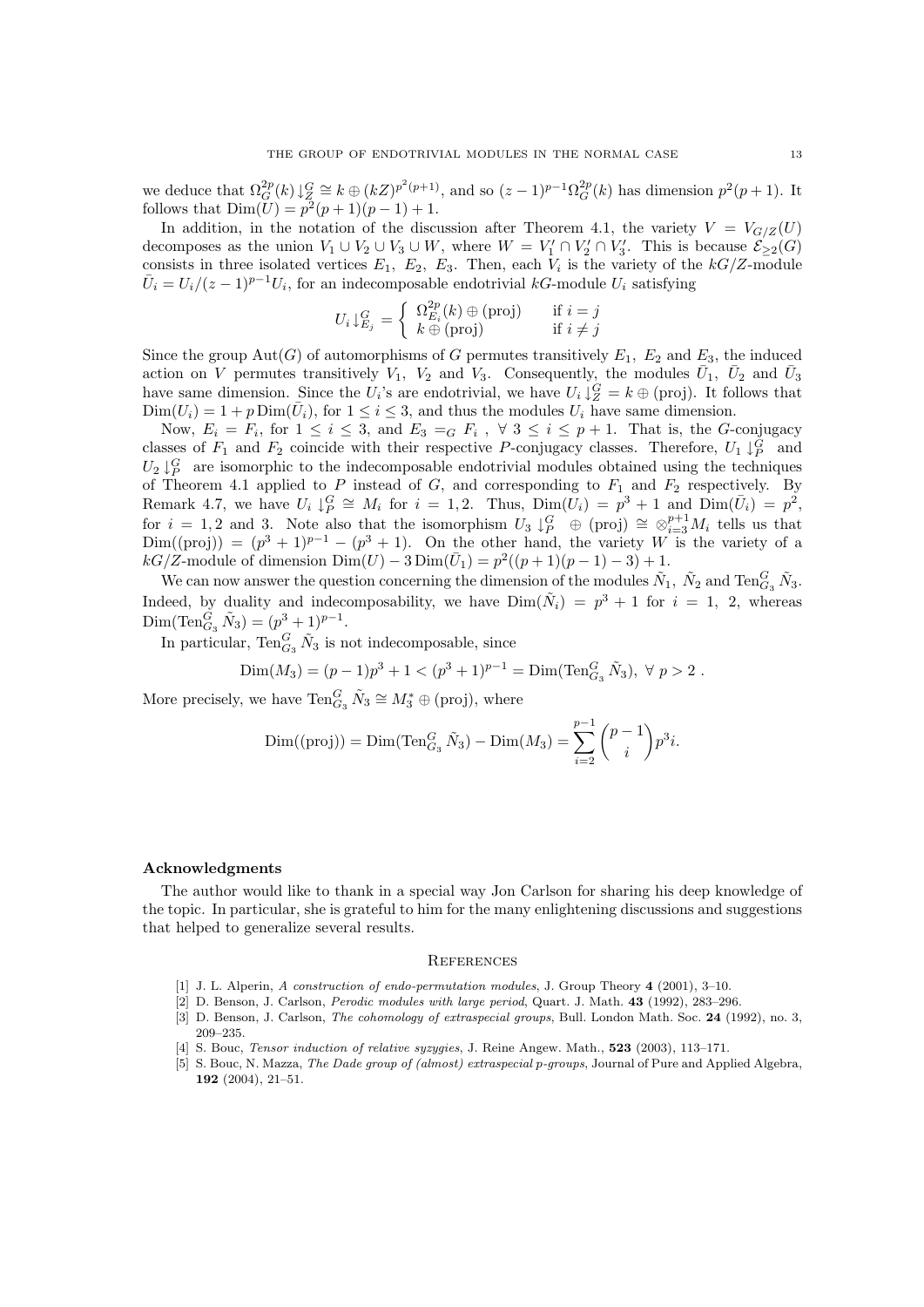we deduce that $\Omega_G^{2p}(k)\downarrow_Z^G \cong k \oplus (kZ)^{p^2(p+1)}$, and so $(z-1)^{p-1}\Omega_G^{2p}(k)$ has dimension $p^2(p+1)$. It follows that $\mathrm{Dim}(U) = p^2(p+1)(p-1)+1$.

In addition, in the notation of the discussion after Theorem 4.1, the variety $V = V_{G/Z}(U)$ decomposes as the union $V_1 \cup V_2 \cup V_3 \cup W$, where $W = V_1' \cap V_2' \cap V_3'$. This is because $\mathcal{E}_{\geq 2}(G)$ consists in three isolated vertices $E_1,\ E_2,\ E_3$. Then, each $V_i$ is the variety of the $kG/Z$-module $\bar{U}_i = U_i/(z-1)^{p-1}U_i$, for an indecomposable endotrivial $kG$-module $U_i$ satisfying

$$U_i \downarrow_{E_j}^G = \begin{cases} \Omega_{E_i}^{2p}(k) \oplus (\mathrm{proj}) & \text{if } i = j \\ k \oplus (\mathrm{proj}) & \text{if } i \neq j \end{cases}$$

Since the group $\mathrm{Aut}(G)$ of automorphisms of $G$ permutes transitively $E_1,\ E_2$ and $E_3$, the induced action on $V$ permutes transitively $V_1,\ V_2$ and $V_3$. Consequently, the modules $\bar{U}_1,\ \bar{U}_2$ and $\bar{U}_3$ have same dimension. Since the $U_i$'s are endotrivial, we have $U_i \downarrow_Z^G = k \oplus (\mathrm{proj})$. It follows that $\mathrm{Dim}(U_i) = 1 + p\,\mathrm{Dim}(\bar{U}_i)$, for $1 \leq i \leq 3$, and thus the modules $U_i$ have same dimension.

Now, $E_i = F_i$, for $1 \leq i \leq 3$, and $E_3 =_G F_i$ , $\forall\ 3 \leq i \leq p+1$. That is, the $G$-conjugacy classes of $F_1$ and $F_2$ coincide with their respective $P$-conjugacy classes. Therefore, $U_1 \downarrow_P^G$ and $U_2 \downarrow_P^G$ are isomorphic to the indecomposable endotrivial modules obtained using the techniques of Theorem 4.1 applied to $P$ instead of $G$, and corresponding to $F_1$ and $F_2$ respectively. By Remark 4.7, we have $U_i \downarrow_P^G \cong M_i$ for $i = 1, 2$. Thus, $\mathrm{Dim}(U_i) = p^3+1$ and $\mathrm{Dim}(\bar{U}_i) = p^2$, for $i = 1, 2$ and 3. Note also that the isomorphism $U_3 \downarrow_P^G \ \oplus\ (\mathrm{proj}) \cong \otimes_{i=3}^{p+1} M_i$ tells us that $\mathrm{Dim}((\mathrm{proj})) = (p^3+1)^{p-1} - (p^3+1)$. On the other hand, the variety $W$ is the variety of a $kG/Z$-module of dimension $\mathrm{Dim}(U) - 3\,\mathrm{Dim}(\bar{U}_1) = p^2((p+1)(p-1)-3)+1$.

We can now answer the question concerning the dimension of the modules $\tilde{N}_1,\ \tilde{N}_2$ and $\mathrm{Ten}_{G_3}^G \tilde{N}_3$. Indeed, by duality and indecomposability, we have $\mathrm{Dim}(\tilde{N}_i) = p^3+1$ for $i = 1,\ 2$, whereas $\mathrm{Dim}(\mathrm{Ten}_{G_3}^G \tilde{N}_3) = (p^3+1)^{p-1}$.

In particular, $\mathrm{Ten}_{G_3}^G \tilde{N}_3$ is not indecomposable, since

$$\mathrm{Dim}(M_3) = (p-1)p^3 + 1 < (p^3+1)^{p-1} = \mathrm{Dim}(\mathrm{Ten}_{G_3}^G \tilde{N}_3),\ \forall\ p > 2\ .$$

More precisely, we have $\mathrm{Ten}_{G_3}^G \tilde{N}_3 \cong M_3^* \oplus (\mathrm{proj})$, where

$$\mathrm{Dim}((\mathrm{proj})) = \mathrm{Dim}(\mathrm{Ten}_{G_3}^G \tilde{N}_3) - \mathrm{Dim}(M_3) = \sum_{i=2}^{p-1} \binom{p-1}{i} p^3 i.$$

**Acknowledgments**

The author would like to thank in a special way Jon Carlson for sharing his deep knowledge of the topic. In particular, she is grateful to him for the many enlightening discussions and suggestions that helped to generalize several results.

## References

[1] J. L. Alperin, *A construction of endo-permutation modules*, J. Group Theory **4** (2001), 3–10.

[2] D. Benson, J. Carlson, *Perodic modules with large period*, Quart. J. Math. **43** (1992), 283–296.

[3] D. Benson, J. Carlson, *The cohomology of extraspecial groups*, Bull. London Math. Soc. **24** (1992), no. 3, 209–235.

[4] S. Bouc, *Tensor induction of relative syzygies*, J. Reine Angew. Math., **523** (2003), 113–171.

[5] S. Bouc, N. Mazza, *The Dade group of (almost) extraspecial p-groups*, Journal of Pure and Applied Algebra, **192** (2004), 21–51.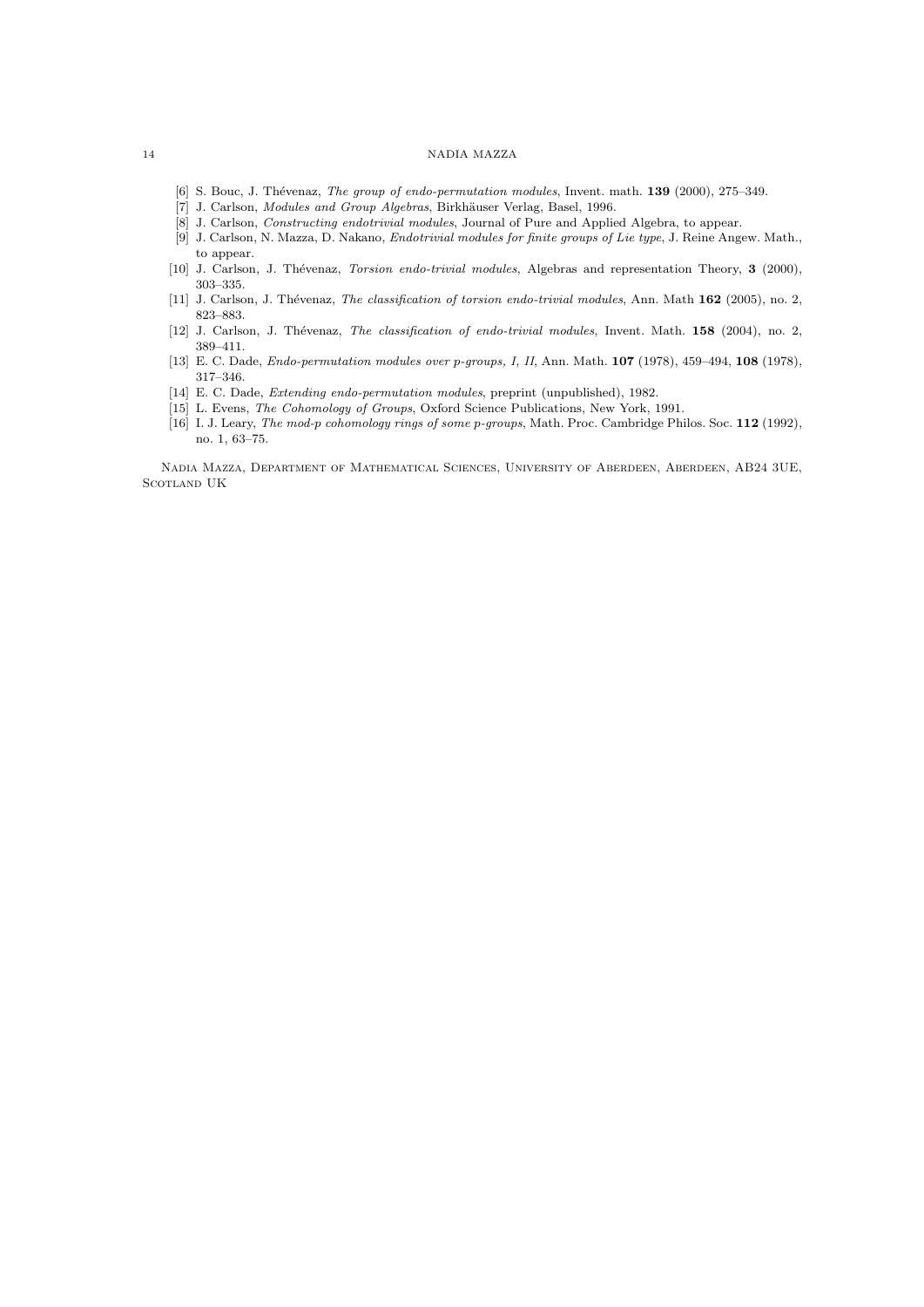[6] S. Bouc, J. Thévenaz, *The group of endo-permutation modules*, Invent. math. **139** (2000), 275–349.

[7] J. Carlson, *Modules and Group Algebras*, Birkhäuser Verlag, Basel, 1996.

[8] J. Carlson, *Constructing endotrivial modules*, Journal of Pure and Applied Algebra, to appear.

[9] J. Carlson, N. Mazza, D. Nakano, *Endotrivial modules for finite groups of Lie type*, J. Reine Angew. Math., to appear.

[10] J. Carlson, J. Thévenaz, *Torsion endo-trivial modules*, Algebras and representation Theory, **3** (2000), 303–335.

[11] J. Carlson, J. Thévenaz, *The classification of torsion endo-trivial modules*, Ann. Math **162** (2005), no. 2, 823–883.

[12] J. Carlson, J. Thévenaz, *The classification of endo-trivial modules*, Invent. Math. **158** (2004), no. 2, 389–411.

[13] E. C. Dade, *Endo-permutation modules over p-groups, I, II*, Ann. Math. **107** (1978), 459–494, **108** (1978), 317–346.

[14] E. C. Dade, *Extending endo-permutation modules*, preprint (unpublished), 1982.

[15] L. Evens, *The Cohomology of Groups*, Oxford Science Publications, New York, 1991.

[16] I. J. Leary, *The mod-p cohomology rings of some p-groups*, Math. Proc. Cambridge Philos. Soc. **112** (1992), no. 1, 63–75.

Nadia Mazza, Department of Mathematical Sciences, University of Aberdeen, Aberdeen, AB24 3UE, Scotland UK